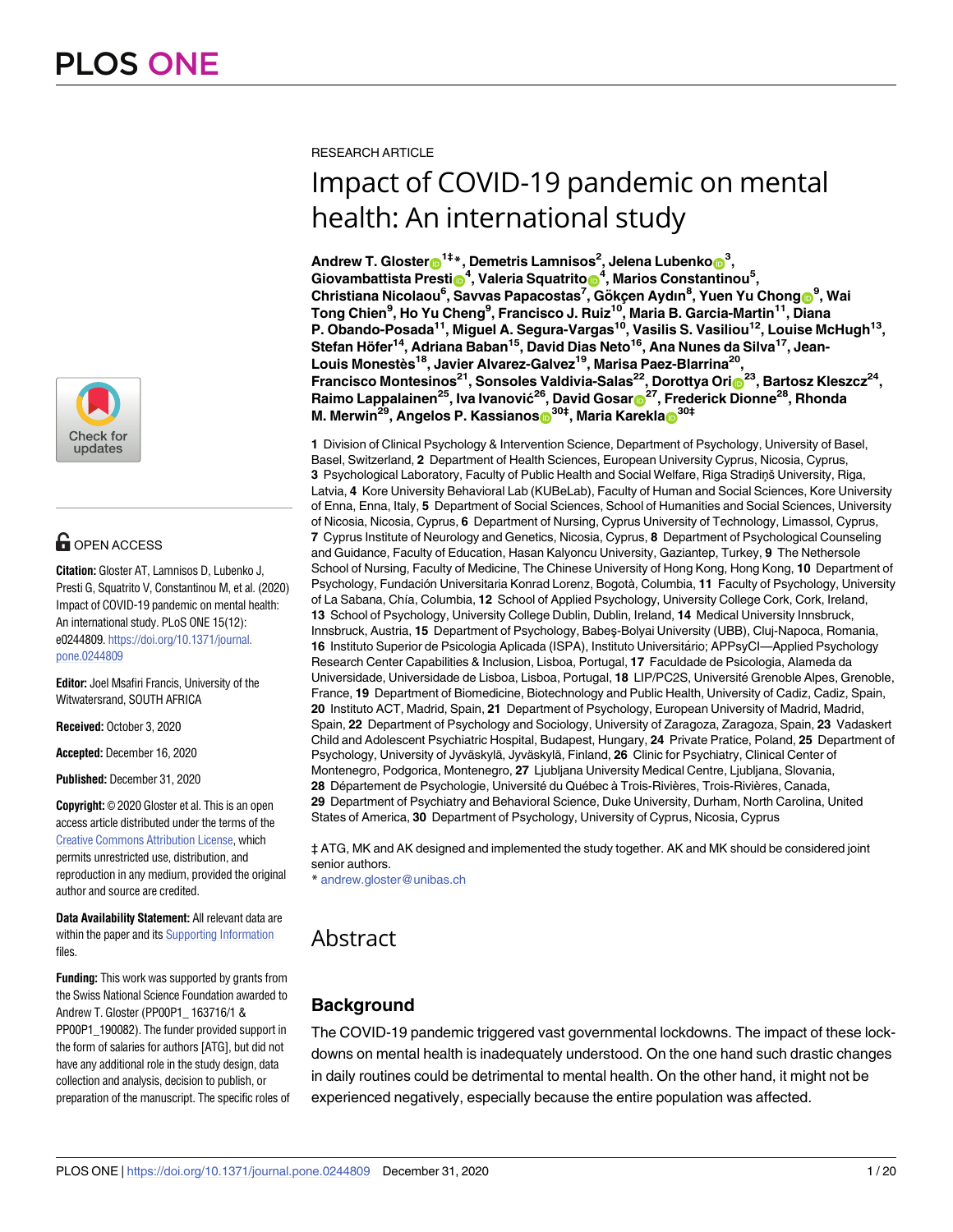RESEARCH ARTICLE

# Impact of COVID-19 pandemic on mental health: An international study

**Andrew T. Gloster[1‡]*, Demetris Lamnisos[2], Jelena Lubenko[3], Giovambattista Presti[4], Valeria Squatrito[4], Marios Constantinou[5], Christiana Nicolaou[6], Savvas Papacostas[7], Gökçen Aydın[8], Yuen Yu Chong[9], Wai Tong Chien[9], Ho Yu Cheng[9], Francisco J. Ruiz[10], Maria B. Garcia-Martin[11], Diana P. Obando-Posada[11], Miguel A. Segura-Vargas[10], Vasilis S. Vasiliou[12], Louise McHugh[13], Stefan Höfer[14], Adriana Baban[15], David Dias Neto[16], Ana Nunes da Silva[17], Jean-Louis Monestès[18], Javier Alvarez-Galvez[19], Marisa Paez-Blarrina[20], Francisco Montesinos[21], Sonsoles Valdivia-Salas[22], Dorottya Ori[23], Bartosz Kleszcz[24], Raimo Lappalainen[25], Iva Ivanović[26], David Gosar[27], Frederick Dionne[28], Rhonda M. Merwin[29], Angelos P. Kassianos[30‡], Maria Karekla[30‡]**

**1** Division of Clinical Psychology & Intervention Science, Department of Psychology, University of Basel, Basel, Switzerland, **2** Department of Health Sciences, European University Cyprus, Nicosia, Cyprus, **3** Psychological Laboratory, Faculty of Public Health and Social Welfare, Riga Stradiņš University, Riga, Latvia, **4** Kore University Behavioral Lab (KUBeLab), Faculty of Human and Social Sciences, Kore University of Enna, Enna, Italy, **5** Department of Social Sciences, School of Humanities and Social Sciences, University of Nicosia, Nicosia, Cyprus, **6** Department of Nursing, Cyprus University of Technology, Limassol, Cyprus, **7** Cyprus Institute of Neurology and Genetics, Nicosia, Cyprus, **8** Department of Psychological Counseling and Guidance, Faculty of Education, Hasan Kalyoncu University, Gaziantep, Turkey, **9** The Nethersole School of Nursing, Faculty of Medicine, The Chinese University of Hong Kong, Hong Kong, **10** Department of Psychology, Fundación Universitaria Konrad Lorenz, Bogotà, Columbia, **11** Faculty of Psychology, University of La Sabana, Chía, Columbia, **12** School of Applied Psychology, University College Cork, Cork, Ireland, **13** School of Psychology, University College Dublin, Dublin, Ireland, **14** Medical University Innsbruck, Innsbruck, Austria, **15** Department of Psychology, Babeş-Bolyai University (UBB), Cluj-Napoca, Romania, **16** Instituto Superior de Psicologia Aplicada (ISPA), Instituto Universitário; APPsyCI—Applied Psychology Research Center Capabilities & Inclusion, Lisboa, Portugal, **17** Faculdade de Psicologia, Alameda da Universidade, Universidade de Lisboa, Lisboa, Portugal, **18** LIP/PC2S, Université Grenoble Alpes, Grenoble, France, **19** Department of Biomedicine, Biotechnology and Public Health, University of Cadiz, Cadiz, Spain, **20** Instituto ACT, Madrid, Spain, **21** Department of Psychology, European University of Madrid, Madrid, Spain, **22** Department of Psychology and Sociology, University of Zaragoza, Zaragoza, Spain, **23** Vadaskert Child and Adolescent Psychiatric Hospital, Budapest, Hungary, **24** Private Pratice, Poland, **25** Department of Psychology, University of Jyväskylä, Jyväskylä, Finland, **26** Clinic for Psychiatry, Clinical Center of Montenegro, Podgorica, Montenegro, **27** Ljubljana University Medical Centre, Ljubljana, Slovania, **28** Département de Psychologie, Université du Québec à Trois-Rivières, Trois-Rivières, Canada, **29** Department of Psychiatry and Behavioral Science, Duke University, Durham, North Carolina, United States of America, **30** Department of Psychology, University of Cyprus, Nicosia, Cyprus

‡ ATG, MK and AK designed and implemented the study together. AK and MK should be considered joint senior authors.

* andrew.gloster@unibas.ch

OPEN ACCESS

**Citation:** Gloster AT, Lamnisos D, Lubenko J, Presti G, Squatrito V, Constantinou M, et al. (2020) Impact of COVID-19 pandemic on mental health: An international study. PLoS ONE 15(12): e0244809. https://doi.org/10.1371/journal.pone.0244809

**Editor:** Joel Msafiri Francis, University of the Witwatersrand, SOUTH AFRICA

**Received:** October 3, 2020

**Accepted:** December 16, 2020

**Published:** December 31, 2020

**Copyright:** © 2020 Gloster et al. This is an open access article distributed under the terms of the Creative Commons Attribution License, which permits unrestricted use, distribution, and reproduction in any medium, provided the original author and source are credited.

**Data Availability Statement:** All relevant data are within the paper and its Supporting Information files.

**Funding:** This work was supported by grants from the Swiss National Science Foundation awarded to Andrew T. Gloster (PP00P1_ 163716/1 & PP00P1_190082). The funder provided support in the form of salaries for authors [ATG], but did not have any additional role in the study design, data collection and analysis, decision to publish, or preparation of the manuscript. The specific roles of

## Abstract

### Background

The COVID-19 pandemic triggered vast governmental lockdowns. The impact of these lockdowns on mental health is inadequately understood. On the one hand such drastic changes in daily routines could be detrimental to mental health. On the other hand, it might not be experienced negatively, especially because the entire population was affected.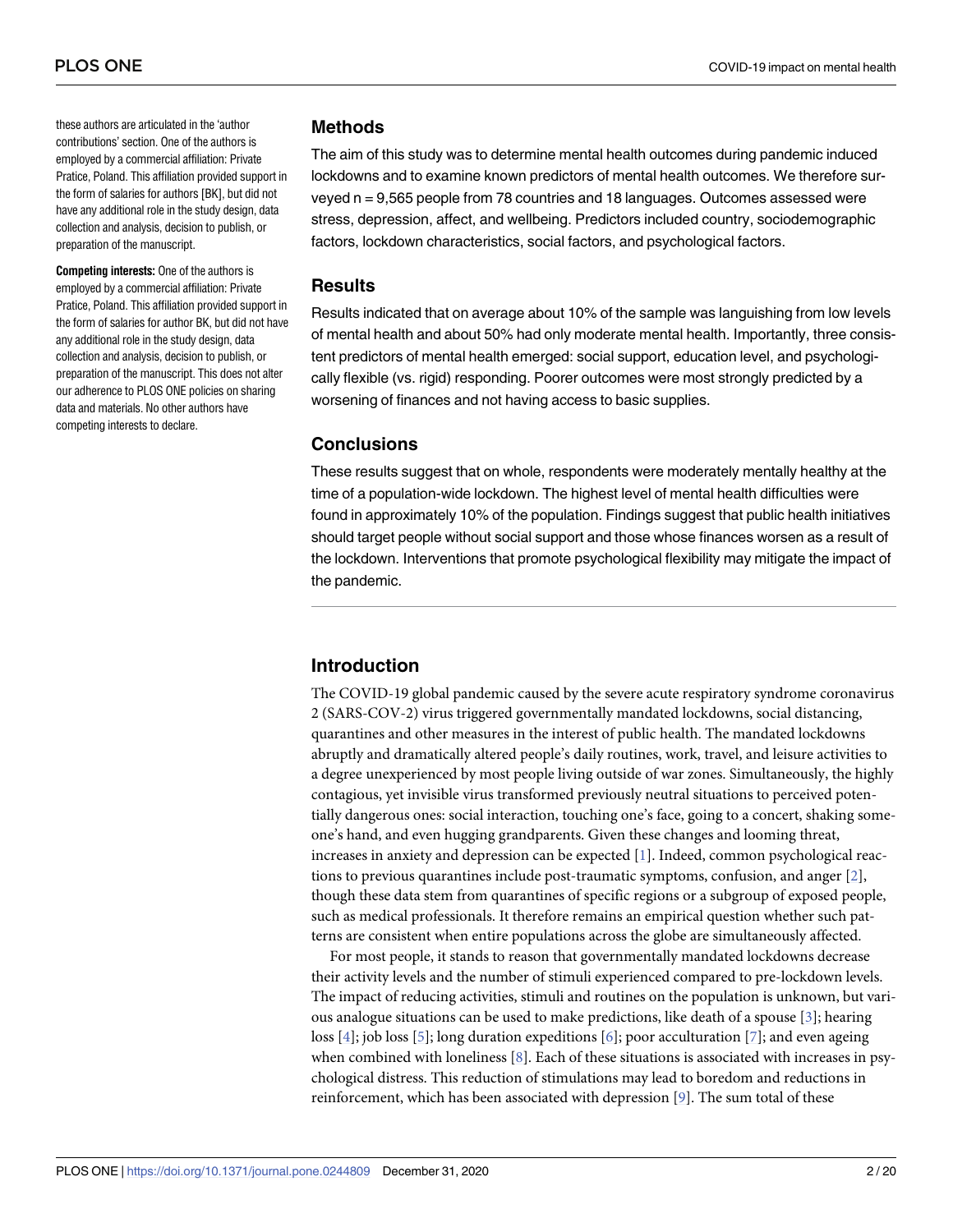these authors are articulated in the 'author contributions' section. One of the authors is employed by a commercial affiliation: Private Pratice, Poland. This affiliation provided support in the form of salaries for authors [BK], but did not have any additional role in the study design, data collection and analysis, decision to publish, or preparation of the manuscript.

**Competing interests:** One of the authors is employed by a commercial affiliation: Private Pratice, Poland. This affiliation provided support in the form of salaries for author BK, but did not have any additional role in the study design, data collection and analysis, decision to publish, or preparation of the manuscript. This does not alter our adherence to PLOS ONE policies on sharing data and materials. No other authors have competing interests to declare.

## Methods

The aim of this study was to determine mental health outcomes during pandemic induced lockdowns and to examine known predictors of mental health outcomes. We therefore surveyed n = 9,565 people from 78 countries and 18 languages. Outcomes assessed were stress, depression, affect, and wellbeing. Predictors included country, sociodemographic factors, lockdown characteristics, social factors, and psychological factors.

## Results

Results indicated that on average about 10% of the sample was languishing from low levels of mental health and about 50% had only moderate mental health. Importantly, three consistent predictors of mental health emerged: social support, education level, and psychologically flexible (vs. rigid) responding. Poorer outcomes were most strongly predicted by a worsening of finances and not having access to basic supplies.

## Conclusions

These results suggest that on whole, respondents were moderately mentally healthy at the time of a population-wide lockdown. The highest level of mental health difficulties were found in approximately 10% of the population. Findings suggest that public health initiatives should target people without social support and those whose finances worsen as a result of the lockdown. Interventions that promote psychological flexibility may mitigate the impact of the pandemic.

## Introduction

The COVID-19 global pandemic caused by the severe acute respiratory syndrome coronavirus 2 (SARS-COV-2) virus triggered governmentally mandated lockdowns, social distancing, quarantines and other measures in the interest of public health. The mandated lockdowns abruptly and dramatically altered people's daily routines, work, travel, and leisure activities to a degree unexperienced by most people living outside of war zones. Simultaneously, the highly contagious, yet invisible virus transformed previously neutral situations to perceived potentially dangerous ones: social interaction, touching one's face, going to a concert, shaking someone's hand, and even hugging grandparents. Given these changes and looming threat, increases in anxiety and depression can be expected [1]. Indeed, common psychological reactions to previous quarantines include post-traumatic symptoms, confusion, and anger [2], though these data stem from quarantines of specific regions or a subgroup of exposed people, such as medical professionals. It therefore remains an empirical question whether such patterns are consistent when entire populations across the globe are simultaneously affected.

For most people, it stands to reason that governmentally mandated lockdowns decrease their activity levels and the number of stimuli experienced compared to pre-lockdown levels. The impact of reducing activities, stimuli and routines on the population is unknown, but various analogue situations can be used to make predictions, like death of a spouse [3]; hearing loss [4]; job loss [5]; long duration expeditions [6]; poor acculturation [7]; and even ageing when combined with loneliness [8]. Each of these situations is associated with increases in psychological distress. This reduction of stimulations may lead to boredom and reductions in reinforcement, which has been associated with depression [9]. The sum total of these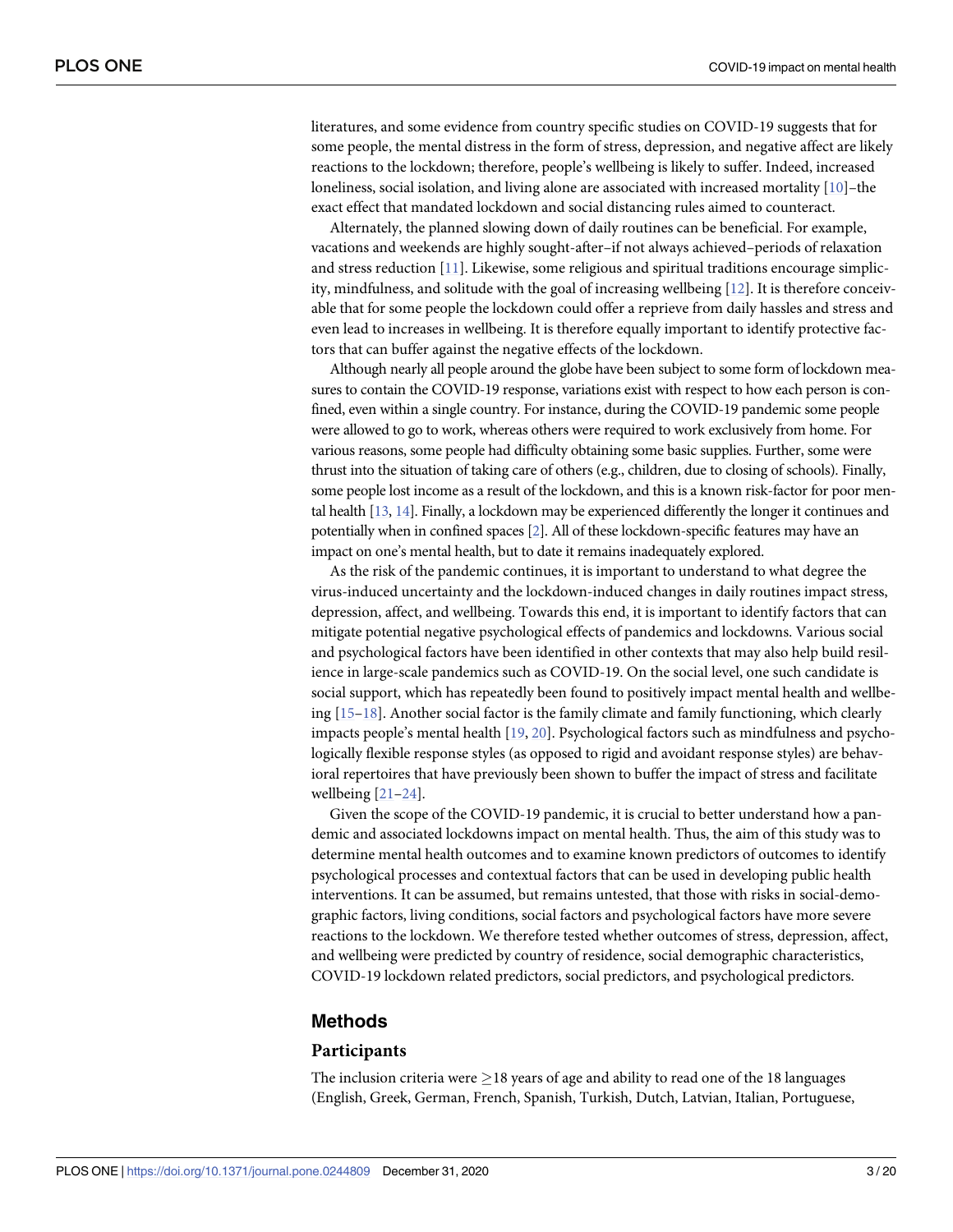literatures, and some evidence from country specific studies on COVID-19 suggests that for some people, the mental distress in the form of stress, depression, and negative affect are likely reactions to the lockdown; therefore, people's wellbeing is likely to suffer. Indeed, increased loneliness, social isolation, and living alone are associated with increased mortality [10]–the exact effect that mandated lockdown and social distancing rules aimed to counteract.

Alternately, the planned slowing down of daily routines can be beneficial. For example, vacations and weekends are highly sought-after–if not always achieved–periods of relaxation and stress reduction [11]. Likewise, some religious and spiritual traditions encourage simplicity, mindfulness, and solitude with the goal of increasing wellbeing [12]. It is therefore conceivable that for some people the lockdown could offer a reprieve from daily hassles and stress and even lead to increases in wellbeing. It is therefore equally important to identify protective factors that can buffer against the negative effects of the lockdown.

Although nearly all people around the globe have been subject to some form of lockdown measures to contain the COVID-19 response, variations exist with respect to how each person is confined, even within a single country. For instance, during the COVID-19 pandemic some people were allowed to go to work, whereas others were required to work exclusively from home. For various reasons, some people had difficulty obtaining some basic supplies. Further, some were thrust into the situation of taking care of others (e.g., children, due to closing of schools). Finally, some people lost income as a result of the lockdown, and this is a known risk-factor for poor mental health [13, 14]. Finally, a lockdown may be experienced differently the longer it continues and potentially when in confined spaces [2]. All of these lockdown-specific features may have an impact on one's mental health, but to date it remains inadequately explored.

As the risk of the pandemic continues, it is important to understand to what degree the virus-induced uncertainty and the lockdown-induced changes in daily routines impact stress, depression, affect, and wellbeing. Towards this end, it is important to identify factors that can mitigate potential negative psychological effects of pandemics and lockdowns. Various social and psychological factors have been identified in other contexts that may also help build resilience in large-scale pandemics such as COVID-19. On the social level, one such candidate is social support, which has repeatedly been found to positively impact mental health and wellbeing [15–18]. Another social factor is the family climate and family functioning, which clearly impacts people's mental health [19, 20]. Psychological factors such as mindfulness and psychologically flexible response styles (as opposed to rigid and avoidant response styles) are behavioral repertoires that have previously been shown to buffer the impact of stress and facilitate wellbeing [21–24].

Given the scope of the COVID-19 pandemic, it is crucial to better understand how a pandemic and associated lockdowns impact on mental health. Thus, the aim of this study was to determine mental health outcomes and to examine known predictors of outcomes to identify psychological processes and contextual factors that can be used in developing public health interventions. It can be assumed, but remains untested, that those with risks in social-demographic factors, living conditions, social factors and psychological factors have more severe reactions to the lockdown. We therefore tested whether outcomes of stress, depression, affect, and wellbeing were predicted by country of residence, social demographic characteristics, COVID-19 lockdown related predictors, social predictors, and psychological predictors.

## Methods

### Participants

The inclusion criteria were $\geq$18 years of age and ability to read one of the 18 languages (English, Greek, German, French, Spanish, Turkish, Dutch, Latvian, Italian, Portuguese,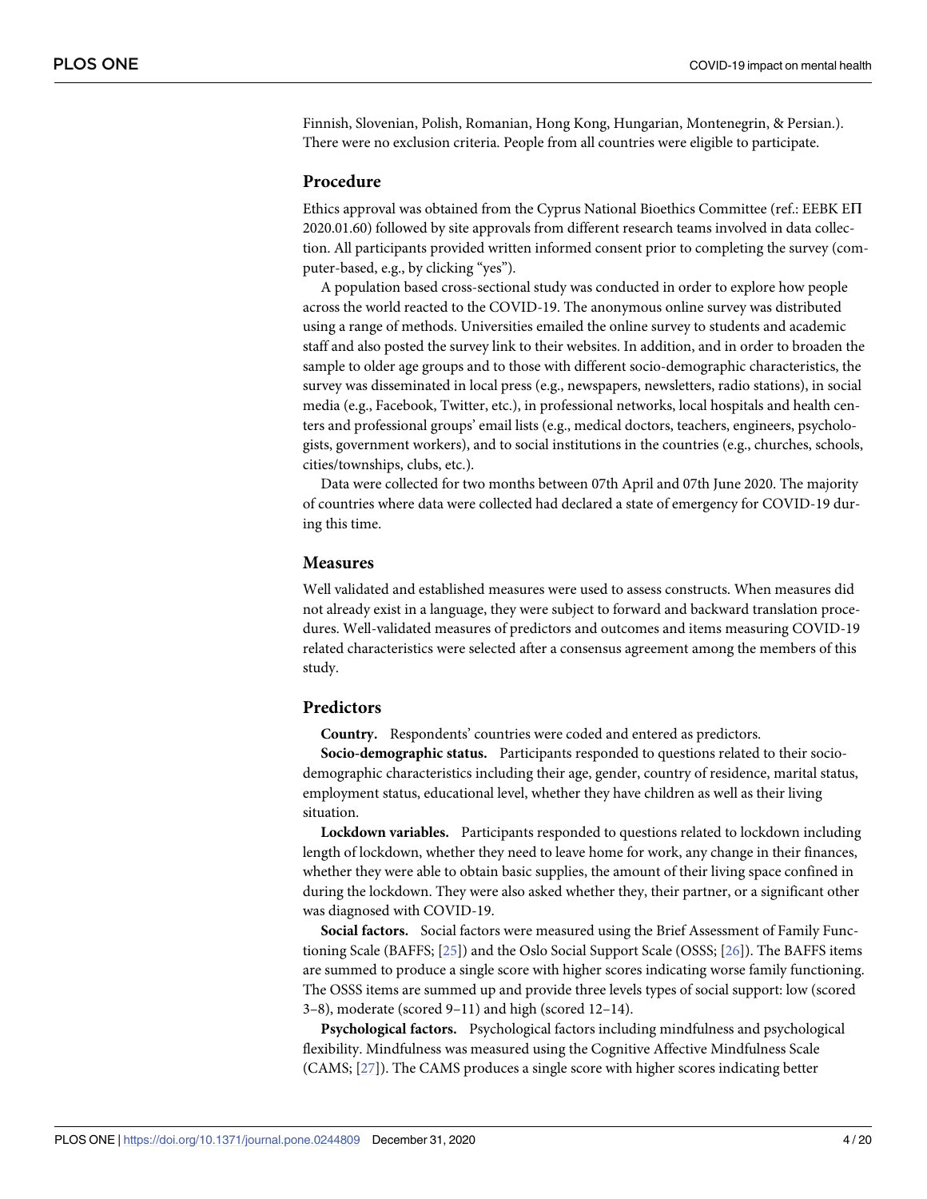Finnish, Slovenian, Polish, Romanian, Hong Kong, Hungarian, Montenegrin, & Persian.). There were no exclusion criteria. People from all countries were eligible to participate.

## Procedure

Ethics approval was obtained from the Cyprus National Bioethics Committee (ref.: EEBK EΠ 2020.01.60) followed by site approvals from different research teams involved in data collection. All participants provided written informed consent prior to completing the survey (computer-based, e.g., by clicking "yes").

A population based cross-sectional study was conducted in order to explore how people across the world reacted to the COVID-19. The anonymous online survey was distributed using a range of methods. Universities emailed the online survey to students and academic staff and also posted the survey link to their websites. In addition, and in order to broaden the sample to older age groups and to those with different socio-demographic characteristics, the survey was disseminated in local press (e.g., newspapers, newsletters, radio stations), in social media (e.g., Facebook, Twitter, etc.), in professional networks, local hospitals and health centers and professional groups' email lists (e.g., medical doctors, teachers, engineers, psychologists, government workers), and to social institutions in the countries (e.g., churches, schools, cities/townships, clubs, etc.).

Data were collected for two months between 07th April and 07th June 2020. The majority of countries where data were collected had declared a state of emergency for COVID-19 during this time.

## Measures

Well validated and established measures were used to assess constructs. When measures did not already exist in a language, they were subject to forward and backward translation procedures. Well-validated measures of predictors and outcomes and items measuring COVID-19 related characteristics were selected after a consensus agreement among the members of this study.

## Predictors

**Country.** Respondents' countries were coded and entered as predictors.

**Socio-demographic status.** Participants responded to questions related to their socio-demographic characteristics including their age, gender, country of residence, marital status, employment status, educational level, whether they have children as well as their living situation.

**Lockdown variables.** Participants responded to questions related to lockdown including length of lockdown, whether they need to leave home for work, any change in their finances, whether they were able to obtain basic supplies, the amount of their living space confined in during the lockdown. They were also asked whether they, their partner, or a significant other was diagnosed with COVID-19.

**Social factors.** Social factors were measured using the Brief Assessment of Family Functioning Scale (BAFFS; [25]) and the Oslo Social Support Scale (OSSS; [26]). The BAFFS items are summed to produce a single score with higher scores indicating worse family functioning. The OSSS items are summed up and provide three levels types of social support: low (scored 3–8), moderate (scored 9–11) and high (scored 12–14).

**Psychological factors.** Psychological factors including mindfulness and psychological flexibility. Mindfulness was measured using the Cognitive Affective Mindfulness Scale (CAMS; [27]). The CAMS produces a single score with higher scores indicating better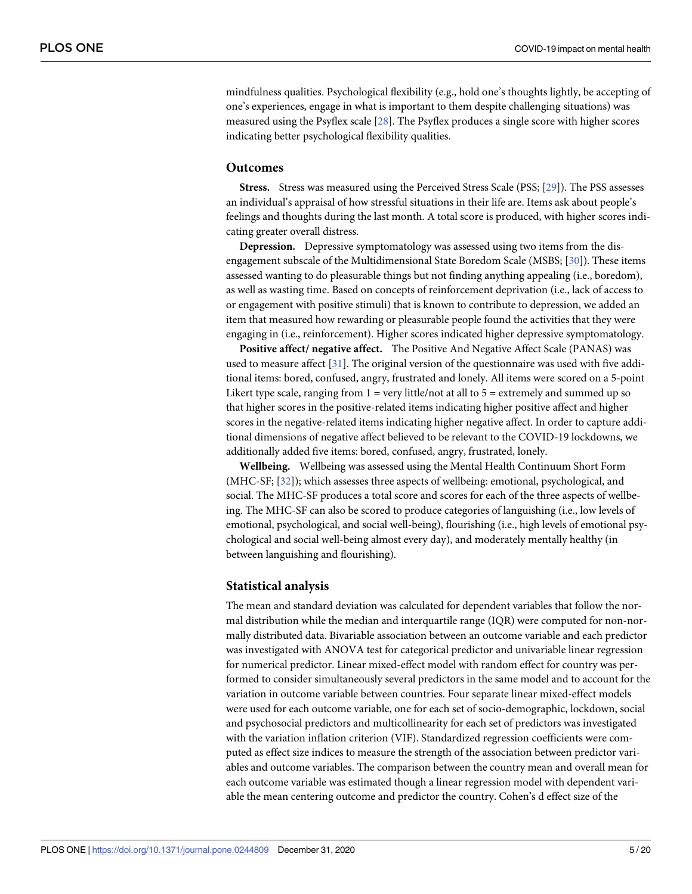mindfulness qualities. Psychological flexibility (e.g., hold one's thoughts lightly, be accepting of one's experiences, engage in what is important to them despite challenging situations) was measured using the Psyflex scale [28]. The Psyflex produces a single score with higher scores indicating better psychological flexibility qualities.

## Outcomes

**Stress.** Stress was measured using the Perceived Stress Scale (PSS; [29]). The PSS assesses an individual's appraisal of how stressful situations in their life are. Items ask about people's feelings and thoughts during the last month. A total score is produced, with higher scores indicating greater overall distress.

**Depression.** Depressive symptomatology was assessed using two items from the disengagement subscale of the Multidimensional State Boredom Scale (MSBS; [30]). These items assessed wanting to do pleasurable things but not finding anything appealing (i.e., boredom), as well as wasting time. Based on concepts of reinforcement deprivation (i.e., lack of access to or engagement with positive stimuli) that is known to contribute to depression, we added an item that measured how rewarding or pleasurable people found the activities that they were engaging in (i.e., reinforcement). Higher scores indicated higher depressive symptomatology.

**Positive affect/ negative affect.** The Positive And Negative Affect Scale (PANAS) was used to measure affect [31]. The original version of the questionnaire was used with five additional items: bored, confused, angry, frustrated and lonely. All items were scored on a 5-point Likert type scale, ranging from 1 = very little/not at all to 5 = extremely and summed up so that higher scores in the positive-related items indicating higher positive affect and higher scores in the negative-related items indicating higher negative affect. In order to capture additional dimensions of negative affect believed to be relevant to the COVID-19 lockdowns, we additionally added five items: bored, confused, angry, frustrated, lonely.

**Wellbeing.** Wellbeing was assessed using the Mental Health Continuum Short Form (MHC-SF; [32]); which assesses three aspects of wellbeing: emotional, psychological, and social. The MHC-SF produces a total score and scores for each of the three aspects of wellbeing. The MHC-SF can also be scored to produce categories of languishing (i.e., low levels of emotional, psychological, and social well-being), flourishing (i.e., high levels of emotional psychological and social well-being almost every day), and moderately mentally healthy (in between languishing and flourishing).

## Statistical analysis

The mean and standard deviation was calculated for dependent variables that follow the normal distribution while the median and interquartile range (IQR) were computed for non-normally distributed data. Bivariable association between an outcome variable and each predictor was investigated with ANOVA test for categorical predictor and univariable linear regression for numerical predictor. Linear mixed-effect model with random effect for country was performed to consider simultaneously several predictors in the same model and to account for the variation in outcome variable between countries. Four separate linear mixed-effect models were used for each outcome variable, one for each set of socio-demographic, lockdown, social and psychosocial predictors and multicollinearity for each set of predictors was investigated with the variation inflation criterion (VIF). Standardized regression coefficients were computed as effect size indices to measure the strength of the association between predictor variables and outcome variables. The comparison between the country mean and overall mean for each outcome variable was estimated though a linear regression model with dependent variable the mean centering outcome and predictor the country. Cohen's d effect size of the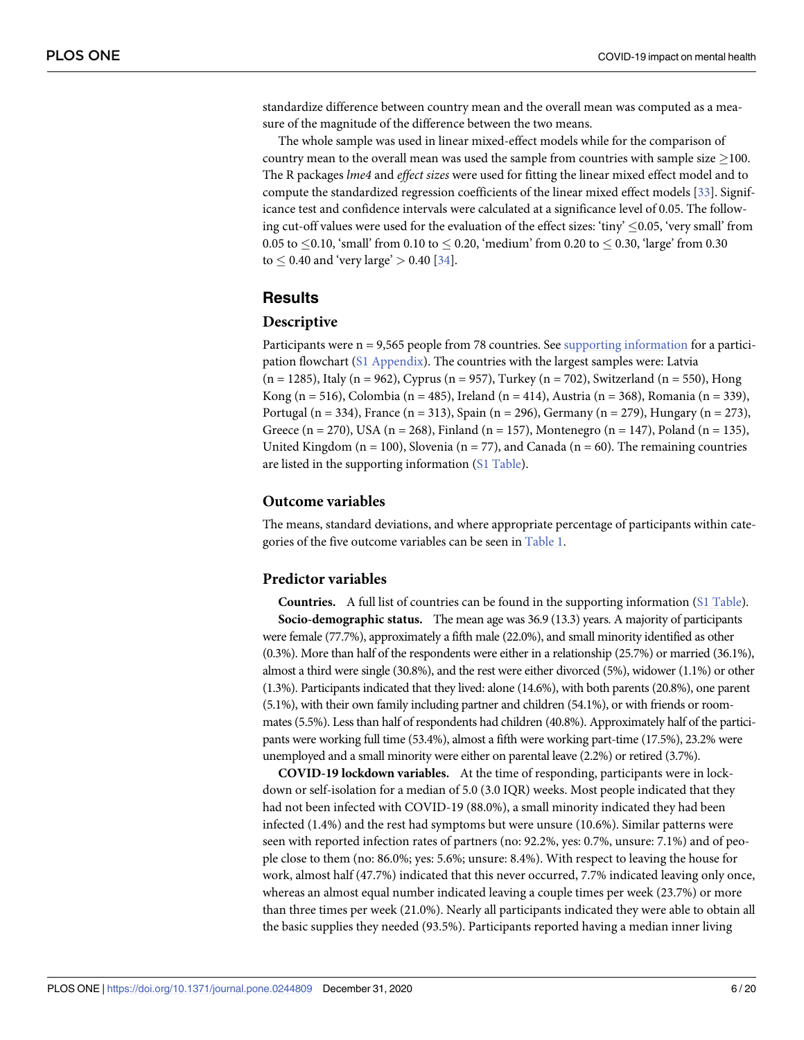standardize difference between country mean and the overall mean was computed as a measure of the magnitude of the difference between the two means.

The whole sample was used in linear mixed-effect models while for the comparison of country mean to the overall mean was used the sample from countries with sample size $\geq$100. The R packages *lme4* and *effect sizes* were used for fitting the linear mixed effect model and to compute the standardized regression coefficients of the linear mixed effect models [33]. Significance test and confidence intervals were calculated at a significance level of 0.05. The following cut-off values were used for the evaluation of the effect sizes: 'tiny' $\leq$0.05, 'very small' from 0.05 to $\leq$0.10, 'small' from 0.10 to $\leq$ 0.20, 'medium' from 0.20 to $\leq$ 0.30, 'large' from 0.30 to $\leq$ 0.40 and 'very large' > 0.40 [34].

## Results

### Descriptive

Participants were n = 9,565 people from 78 countries. See supporting information for a participation flowchart (S1 Appendix). The countries with the largest samples were: Latvia (n = 1285), Italy (n = 962), Cyprus (n = 957), Turkey (n = 702), Switzerland (n = 550), Hong Kong (n = 516), Colombia (n = 485), Ireland (n = 414), Austria (n = 368), Romania (n = 339), Portugal (n = 334), France (n = 313), Spain (n = 296), Germany (n = 279), Hungary (n = 273), Greece (n = 270), USA (n = 268), Finland (n = 157), Montenegro (n = 147), Poland (n = 135), United Kingdom (n = 100), Slovenia (n = 77), and Canada (n = 60). The remaining countries are listed in the supporting information (S1 Table).

### Outcome variables

The means, standard deviations, and where appropriate percentage of participants within categories of the five outcome variables can be seen in Table 1.

### Predictor variables

**Countries.** A full list of countries can be found in the supporting information (S1 Table).

**Socio-demographic status.** The mean age was 36.9 (13.3) years. A majority of participants were female (77.7%), approximately a fifth male (22.0%), and small minority identified as other (0.3%). More than half of the respondents were either in a relationship (25.7%) or married (36.1%), almost a third were single (30.8%), and the rest were either divorced (5%), widower (1.1%) or other (1.3%). Participants indicated that they lived: alone (14.6%), with both parents (20.8%), one parent (5.1%), with their own family including partner and children (54.1%), or with friends or roommates (5.5%). Less than half of respondents had children (40.8%). Approximately half of the participants were working full time (53.4%), almost a fifth were working part-time (17.5%), 23.2% were unemployed and a small minority were either on parental leave (2.2%) or retired (3.7%).

**COVID-19 lockdown variables.** At the time of responding, participants were in lockdown or self-isolation for a median of 5.0 (3.0 IQR) weeks. Most people indicated that they had not been infected with COVID-19 (88.0%), a small minority indicated they had been infected (1.4%) and the rest had symptoms but were unsure (10.6%). Similar patterns were seen with reported infection rates of partners (no: 92.2%, yes: 0.7%, unsure: 7.1%) and of people close to them (no: 86.0%; yes: 5.6%; unsure: 8.4%). With respect to leaving the house for work, almost half (47.7%) indicated that this never occurred, 7.7% indicated leaving only once, whereas an almost equal number indicated leaving a couple times per week (23.7%) or more than three times per week (21.0%). Nearly all participants indicated they were able to obtain all the basic supplies they needed (93.5%). Participants reported having a median inner living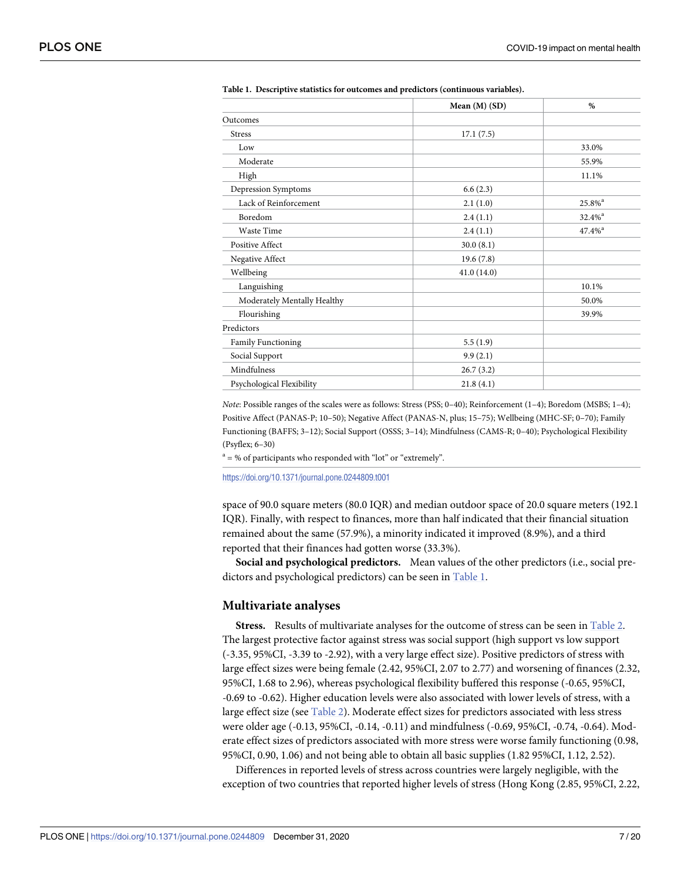**Table 1. Descriptive statistics for outcomes and predictors (continuous variables).**

| | Mean (M) (SD) | % |
|---|---|---|
| Outcomes | | |
| Stress | 17.1 (7.5) | |
| Low | | 33.0% |
| Moderate | | 55.9% |
| High | | 11.1% |
| Depression Symptoms | 6.6 (2.3) | |
| Lack of Reinforcement | 2.1 (1.0) | 25.8%[a] |
| Boredom | 2.4 (1.1) | 32.4%[a] |
| Waste Time | 2.4 (1.1) | 47.4%[a] |
| Positive Affect | 30.0 (8.1) | |
| Negative Affect | 19.6 (7.8) | |
| Wellbeing | 41.0 (14.0) | |
| Languishing | | 10.1% |
| Moderately Mentally Healthy | | 50.0% |
| Flourishing | | 39.9% |
| Predictors | | |
| Family Functioning | 5.5 (1.9) | |
| Social Support | 9.9 (2.1) | |
| Mindfulness | 26.7 (3.2) | |
| Psychological Flexibility | 21.8 (4.1) | |

*Note*: Possible ranges of the scales were as follows: Stress (PSS; 0–40); Reinforcement (1–4); Boredom (MSBS; 1–4); Positive Affect (PANAS-P; 10–50); Negative Affect (PANAS-N, plus; 15–75); Wellbeing (MHC-SF; 0–70); Family Functioning (BAFFS; 3–12); Social Support (OSSS; 3–14); Mindfulness (CAMS-R; 0–40); Psychological Flexibility (Psyflex; 6–30)

[a] = % of participants who responded with "lot" or "extremely".

https://doi.org/10.1371/journal.pone.0244809.t001

space of 90.0 square meters (80.0 IQR) and median outdoor space of 20.0 square meters (192.1 IQR). Finally, with respect to finances, more than half indicated that their financial situation remained about the same (57.9%), a minority indicated it improved (8.9%), and a third reported that their finances had gotten worse (33.3%).

**Social and psychological predictors.** Mean values of the other predictors (i.e., social predictors and psychological predictors) can be seen in Table 1.

### Multivariate analyses

**Stress.** Results of multivariate analyses for the outcome of stress can be seen in Table 2. The largest protective factor against stress was social support (high support vs low support (-3.35, 95%CI, -3.39 to -2.92), with a very large effect size). Positive predictors of stress with large effect sizes were being female (2.42, 95%CI, 2.07 to 2.77) and worsening of finances (2.32, 95%CI, 1.68 to 2.96), whereas psychological flexibility buffered this response (-0.65, 95%CI, -0.69 to -0.62). Higher education levels were also associated with lower levels of stress, with a large effect size (see Table 2). Moderate effect sizes for predictors associated with less stress were older age (-0.13, 95%CI, -0.14, -0.11) and mindfulness (-0.69, 95%CI, -0.74, -0.64). Moderate effect sizes of predictors associated with more stress were worse family functioning (0.98, 95%CI, 0.90, 1.06) and not being able to obtain all basic supplies (1.82 95%CI, 1.12, 2.52).

Differences in reported levels of stress across countries were largely negligible, with the exception of two countries that reported higher levels of stress (Hong Kong (2.85, 95%CI, 2.22,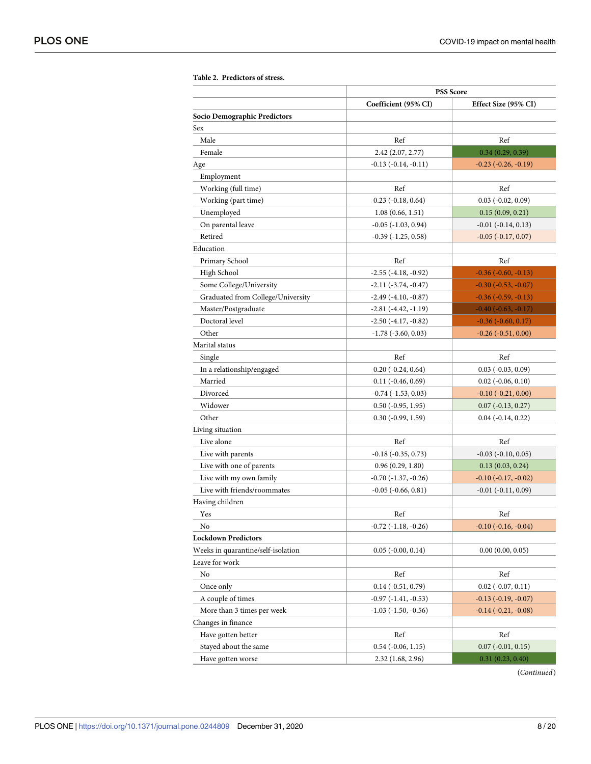**Table 2. Predictors of stress.**

| | PSS Score | |
|---|---|---|
| | Coefficient (95% CI) | Effect Size (95% CI) |
| **Socio Demographic Predictors** | | |
| Sex | | |
| Male | Ref | Ref |
| Female | 2.42 (2.07, 2.77) | 0.34 (0.29, 0.39) |
| Age | -0.13 (-0.14, -0.11) | -0.23 (-0.26, -0.19) |
| Employment | | |
| Working (full time) | Ref | Ref |
| Working (part time) | 0.23 (-0.18, 0.64) | 0.03 (-0.02, 0.09) |
| Unemployed | 1.08 (0.66, 1.51) | 0.15 (0.09, 0.21) |
| On parental leave | -0.05 (-1.03, 0.94) | -0.01 (-0.14, 0.13) |
| Retired | -0.39 (-1.25, 0.58) | -0.05 (-0.17, 0.07) |
| Education | | |
| Primary School | Ref | Ref |
| High School | -2.55 (-4.18, -0.92) | -0.36 (-0.60, -0.13) |
| Some College/University | -2.11 (-3.74, -0.47) | -0.30 (-0.53, -0.07) |
| Graduated from College/University | -2.49 (-4.10, -0.87) | -0.36 (-0.59, -0.13) |
| Master/Postgraduate | -2.81 (-4.42, -1.19) | -0.40 (-0.63, -0.17) |
| Doctoral level | -2.50 (-4.17, -0.82) | -0.36 (-0.60, 0.17) |
| Other | -1.78 (-3.60, 0.03) | -0.26 (-0.51, 0.00) |
| Marital status | | |
| Single | Ref | Ref |
| In a relationship/engaged | 0.20 (-0.24, 0.64) | 0.03 (-0.03, 0.09) |
| Married | 0.11 (-0.46, 0.69) | 0.02 (-0.06, 0.10) |
| Divorced | -0.74 (-1.53, 0.03) | -0.10 (-0.21, 0.00) |
| Widower | 0.50 (-0.95, 1.95) | 0.07 (-0.13, 0.27) |
| Other | 0.30 (-0.99, 1.59) | 0.04 (-0.14, 0.22) |
| Living situation | | |
| Live alone | Ref | Ref |
| Live with parents | -0.18 (-0.35, 0.73) | -0.03 (-0.10, 0.05) |
| Live with one of parents | 0.96 (0.29, 1.80) | 0.13 (0.03, 0.24) |
| Live with my own family | -0.70 (-1.37, -0.26) | -0.10 (-0.17, -0.02) |
| Live with friends/roommates | -0.05 (-0.66, 0.81) | -0.01 (-0.11, 0.09) |
| Having children | | |
| Yes | Ref | Ref |
| No | -0.72 (-1.18, -0.26) | -0.10 (-0.16, -0.04) |
| **Lockdown Predictors** | | |
| Weeks in quarantine/self-isolation | 0.05 (-0.00, 0.14) | 0.00 (0.00, 0.05) |
| Leave for work | | |
| No | Ref | Ref |
| Once only | 0.14 (-0.51, 0.79) | 0.02 (-0.07, 0.11) |
| A couple of times | -0.97 (-1.41, -0.53) | -0.13 (-0.19, -0.07) |
| More than 3 times per week | -1.03 (-1.50, -0.56) | -0.14 (-0.21, -0.08) |
| Changes in finance | | |
| Have gotten better | Ref | Ref |
| Stayed about the same | 0.54 (-0.06, 1.15) | 0.07 (-0.01, 0.15) |
| Have gotten worse | 2.32 (1.68, 2.96) | 0.31 (0.23, 0.40) |

(*Continued*)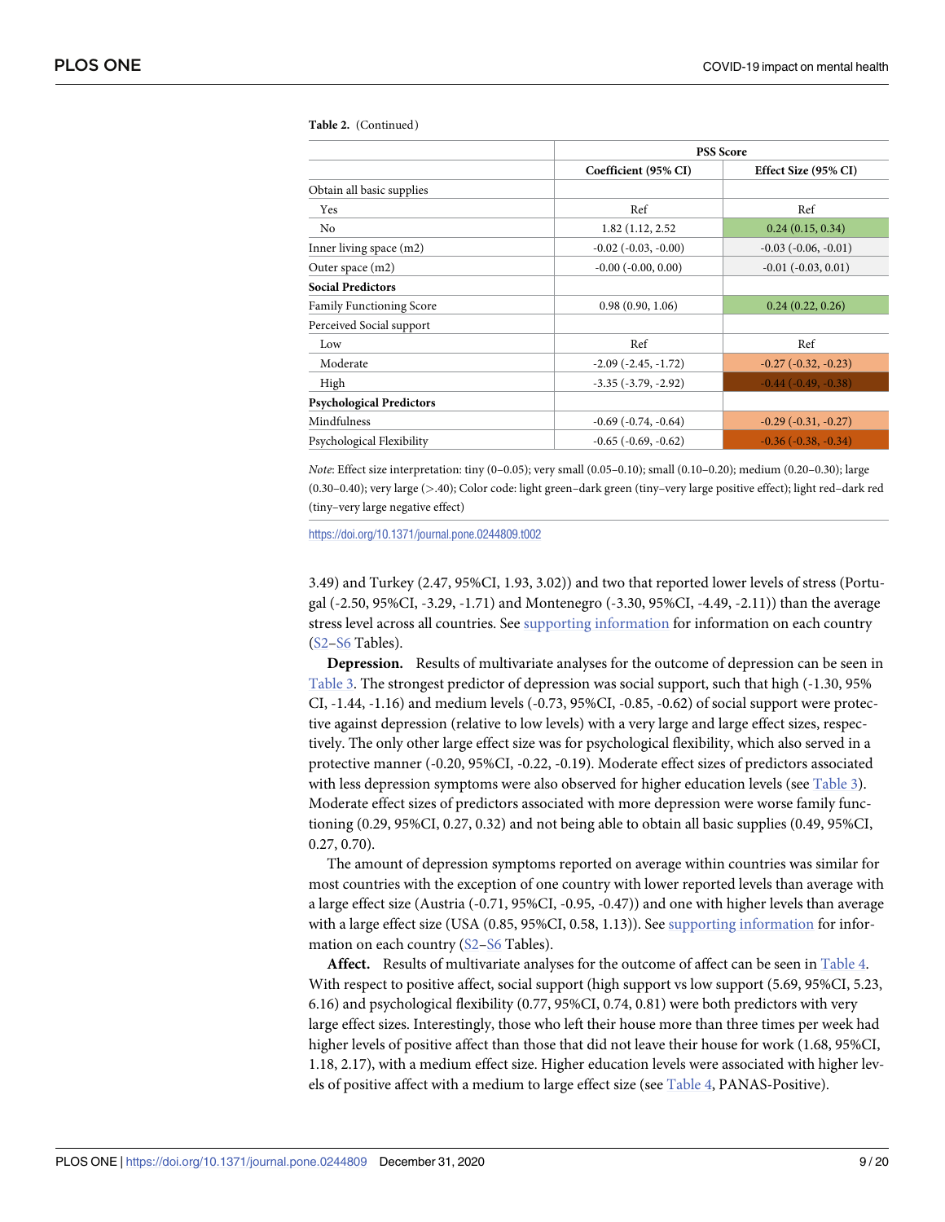**Table 2.** (Continued)

| | PSS Score | |
|---|---|---|
| | Coefficient (95% CI) | Effect Size (95% CI) |
| Obtain all basic supplies | | |
| Yes | Ref | Ref |
| No | 1.82 (1.12, 2.52 | 0.24 (0.15, 0.34) |
| Inner living space (m2) | -0.02 (-0.03, -0.00) | -0.03 (-0.06, -0.01) |
| Outer space (m2) | -0.00 (-0.00, 0.00) | -0.01 (-0.03, 0.01) |
| **Social Predictors** | | |
| Family Functioning Score | 0.98 (0.90, 1.06) | 0.24 (0.22, 0.26) |
| Perceived Social support | | |
| Low | Ref | Ref |
| Moderate | -2.09 (-2.45, -1.72) | -0.27 (-0.32, -0.23) |
| High | -3.35 (-3.79, -2.92) | -0.44 (-0.49, -0.38) |
| **Psychological Predictors** | | |
| Mindfulness | -0.69 (-0.74, -0.64) | -0.29 (-0.31, -0.27) |
| Psychological Flexibility | -0.65 (-0.69, -0.62) | -0.36 (-0.38, -0.34) |

*Note*: Effect size interpretation: tiny (0–0.05); very small (0.05–0.10); small (0.10–0.20); medium (0.20–0.30); large (0.30–0.40); very large (>.40); Color code: light green–dark green (tiny–very large positive effect); light red–dark red (tiny–very large negative effect)

https://doi.org/10.1371/journal.pone.0244809.t002

3.49) and Turkey (2.47, 95%CI, 1.93, 3.02)) and two that reported lower levels of stress (Portugal (-2.50, 95%CI, -3.29, -1.71) and Montenegro (-3.30, 95%CI, -4.49, -2.11)) than the average stress level across all countries. See supporting information for information on each country (S2–S6 Tables).

**Depression.** Results of multivariate analyses for the outcome of depression can be seen in Table 3. The strongest predictor of depression was social support, such that high (-1.30, 95% CI, -1.44, -1.16) and medium levels (-0.73, 95%CI, -0.85, -0.62) of social support were protective against depression (relative to low levels) with a very large and large effect sizes, respectively. The only other large effect size was for psychological flexibility, which also served in a protective manner (-0.20, 95%CI, -0.22, -0.19). Moderate effect sizes of predictors associated with less depression symptoms were also observed for higher education levels (see Table 3). Moderate effect sizes of predictors associated with more depression were worse family functioning (0.29, 95%CI, 0.27, 0.32) and not being able to obtain all basic supplies (0.49, 95%CI, 0.27, 0.70).

The amount of depression symptoms reported on average within countries was similar for most countries with the exception of one country with lower reported levels than average with a large effect size (Austria (-0.71, 95%CI, -0.95, -0.47)) and one with higher levels than average with a large effect size (USA (0.85, 95%CI, 0.58, 1.13)). See supporting information for information on each country (S2–S6 Tables).

**Affect.** Results of multivariate analyses for the outcome of affect can be seen in Table 4. With respect to positive affect, social support (high support vs low support (5.69, 95%CI, 5.23, 6.16) and psychological flexibility (0.77, 95%CI, 0.74, 0.81) were both predictors with very large effect sizes. Interestingly, those who left their house more than three times per week had higher levels of positive affect than those that did not leave their house for work (1.68, 95%CI, 1.18, 2.17), with a medium effect size. Higher education levels were associated with higher levels of positive affect with a medium to large effect size (see Table 4, PANAS-Positive).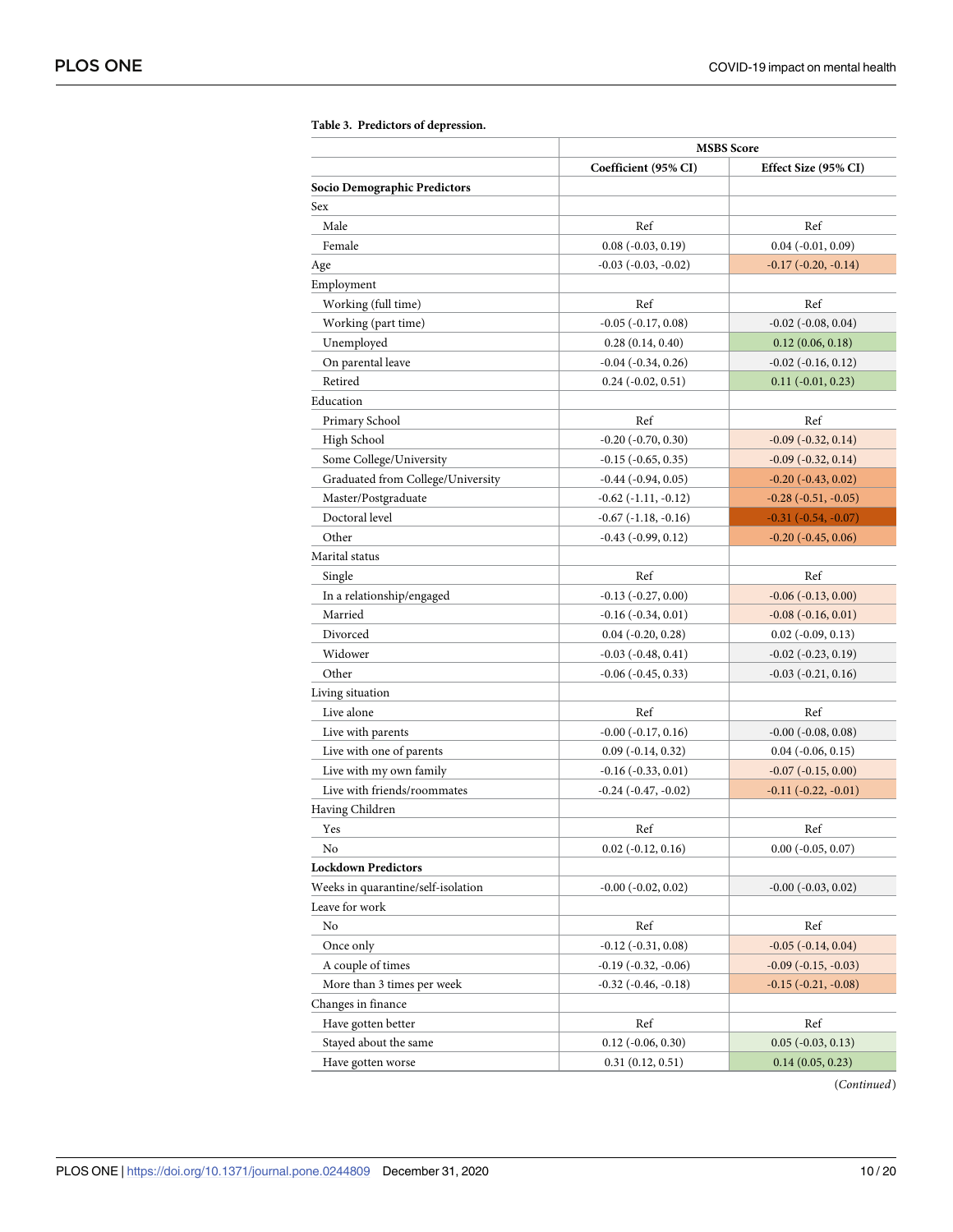**Table 3. Predictors of depression.**

| | MSBS Score | |
|---|---|---|
| | **Coefficient (95% CI)** | **Effect Size (95% CI)** |
| **Socio Demographic Predictors** | | |
| Sex | | |
| Male | Ref | Ref |
| Female | 0.08 (-0.03, 0.19) | 0.04 (-0.01, 0.09) |
| Age | -0.03 (-0.03, -0.02) | -0.17 (-0.20, -0.14) |
| Employment | | |
| Working (full time) | Ref | Ref |
| Working (part time) | -0.05 (-0.17, 0.08) | -0.02 (-0.08, 0.04) |
| Unemployed | 0.28 (0.14, 0.40) | 0.12 (0.06, 0.18) |
| On parental leave | -0.04 (-0.34, 0.26) | -0.02 (-0.16, 0.12) |
| Retired | 0.24 (-0.02, 0.51) | 0.11 (-0.01, 0.23) |
| Education | | |
| Primary School | Ref | Ref |
| High School | -0.20 (-0.70, 0.30) | -0.09 (-0.32, 0.14) |
| Some College/University | -0.15 (-0.65, 0.35) | -0.09 (-0.32, 0.14) |
| Graduated from College/University | -0.44 (-0.94, 0.05) | -0.20 (-0.43, 0.02) |
| Master/Postgraduate | -0.62 (-1.11, -0.12) | -0.28 (-0.51, -0.05) |
| Doctoral level | -0.67 (-1.18, -0.16) | -0.31 (-0.54, -0.07) |
| Other | -0.43 (-0.99, 0.12) | -0.20 (-0.45, 0.06) |
| Marital status | | |
| Single | Ref | Ref |
| In a relationship/engaged | -0.13 (-0.27, 0.00) | -0.06 (-0.13, 0.00) |
| Married | -0.16 (-0.34, 0.01) | -0.08 (-0.16, 0.01) |
| Divorced | 0.04 (-0.20, 0.28) | 0.02 (-0.09, 0.13) |
| Widower | -0.03 (-0.48, 0.41) | -0.02 (-0.23, 0.19) |
| Other | -0.06 (-0.45, 0.33) | -0.03 (-0.21, 0.16) |
| Living situation | | |
| Live alone | Ref | Ref |
| Live with parents | -0.00 (-0.17, 0.16) | -0.00 (-0.08, 0.08) |
| Live with one of parents | 0.09 (-0.14, 0.32) | 0.04 (-0.06, 0.15) |
| Live with my own family | -0.16 (-0.33, 0.01) | -0.07 (-0.15, 0.00) |
| Live with friends/roommates | -0.24 (-0.47, -0.02) | -0.11 (-0.22, -0.01) |
| Having Children | | |
| Yes | Ref | Ref |
| No | 0.02 (-0.12, 0.16) | 0.00 (-0.05, 0.07) |
| **Lockdown Predictors** | | |
| Weeks in quarantine/self-isolation | -0.00 (-0.02, 0.02) | -0.00 (-0.03, 0.02) |
| Leave for work | | |
| No | Ref | Ref |
| Once only | -0.12 (-0.31, 0.08) | -0.05 (-0.14, 0.04) |
| A couple of times | -0.19 (-0.32, -0.06) | -0.09 (-0.15, -0.03) |
| More than 3 times per week | -0.32 (-0.46, -0.18) | -0.15 (-0.21, -0.08) |
| Changes in finance | | |
| Have gotten better | Ref | Ref |
| Stayed about the same | 0.12 (-0.06, 0.30) | 0.05 (-0.03, 0.13) |
| Have gotten worse | 0.31 (0.12, 0.51) | 0.14 (0.05, 0.23) |

(*Continued*)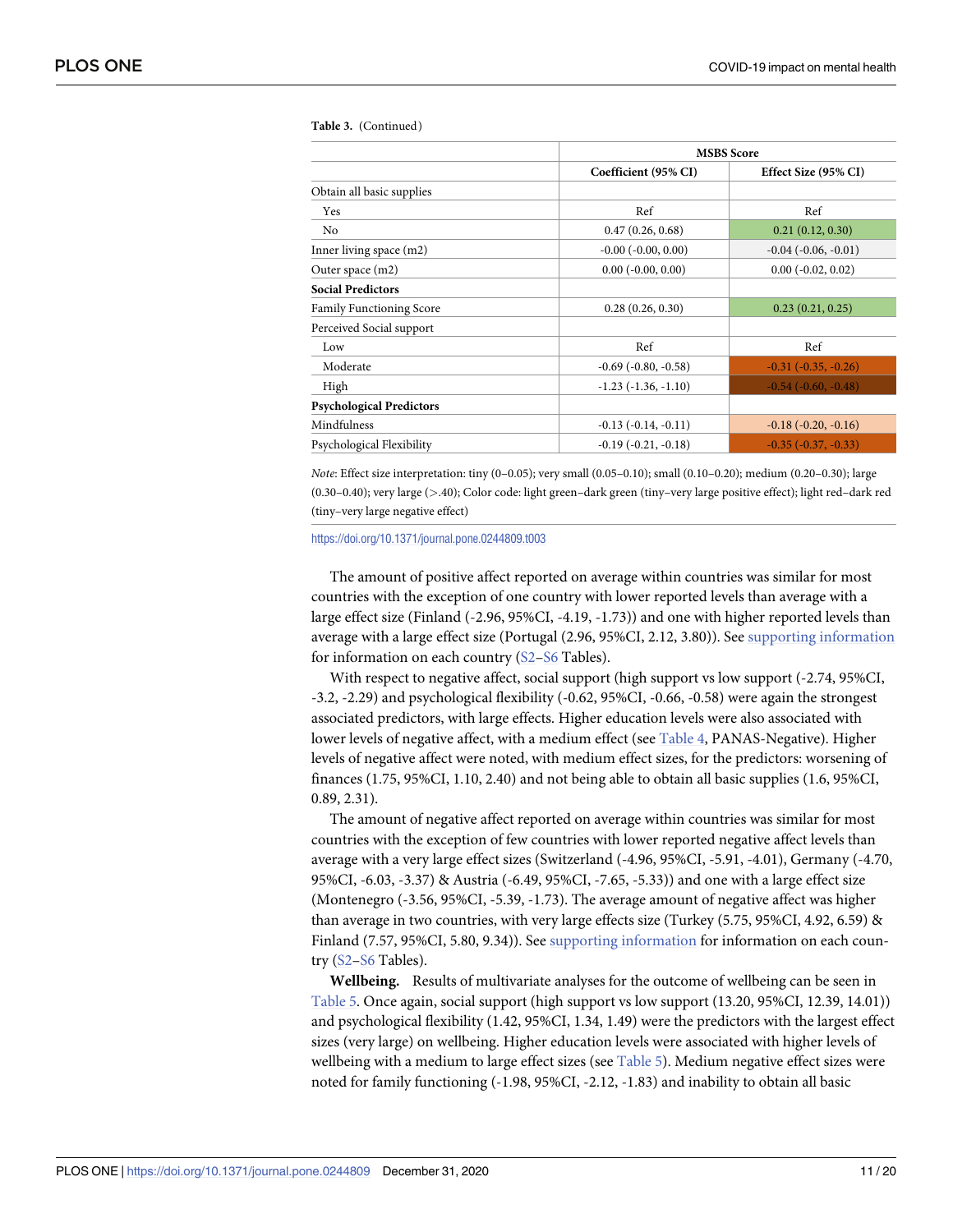**Table 3.** (Continued)

| | MSBS Score | |
|---|---|---|
| | Coefficient (95% CI) | Effect Size (95% CI) |
| Obtain all basic supplies | | |
| Yes | Ref | Ref |
| No | 0.47 (0.26, 0.68) | 0.21 (0.12, 0.30) |
| Inner living space (m2) | -0.00 (-0.00, 0.00) | -0.04 (-0.06, -0.01) |
| Outer space (m2) | 0.00 (-0.00, 0.00) | 0.00 (-0.02, 0.02) |
| **Social Predictors** | | |
| Family Functioning Score | 0.28 (0.26, 0.30) | 0.23 (0.21, 0.25) |
| Perceived Social support | | |
| Low | Ref | Ref |
| Moderate | -0.69 (-0.80, -0.58) | -0.31 (-0.35, -0.26) |
| High | -1.23 (-1.36, -1.10) | -0.54 (-0.60, -0.48) |
| **Psychological Predictors** | | |
| Mindfulness | -0.13 (-0.14, -0.11) | -0.18 (-0.20, -0.16) |
| Psychological Flexibility | -0.19 (-0.21, -0.18) | -0.35 (-0.37, -0.33) |

*Note*: Effect size interpretation: tiny (0–0.05); very small (0.05–0.10); small (0.10–0.20); medium (0.20–0.30); large (0.30–0.40); very large (>.40); Color code: light green–dark green (tiny–very large positive effect); light red–dark red (tiny–very large negative effect)

https://doi.org/10.1371/journal.pone.0244809.t003

The amount of positive affect reported on average within countries was similar for most countries with the exception of one country with lower reported levels than average with a large effect size (Finland (-2.96, 95%CI, -4.19, -1.73)) and one with higher reported levels than average with a large effect size (Portugal (2.96, 95%CI, 2.12, 3.80)). See supporting information for information on each country (S2–S6 Tables).

With respect to negative affect, social support (high support vs low support (-2.74, 95%CI, -3.2, -2.29) and psychological flexibility (-0.62, 95%CI, -0.66, -0.58) were again the strongest associated predictors, with large effects. Higher education levels were also associated with lower levels of negative affect, with a medium effect (see Table 4, PANAS-Negative). Higher levels of negative affect were noted, with medium effect sizes, for the predictors: worsening of finances (1.75, 95%CI, 1.10, 2.40) and not being able to obtain all basic supplies (1.6, 95%CI, 0.89, 2.31).

The amount of negative affect reported on average within countries was similar for most countries with the exception of few countries with lower reported negative affect levels than average with a very large effect sizes (Switzerland (-4.96, 95%CI, -5.91, -4.01), Germany (-4.70, 95%CI, -6.03, -3.37) & Austria (-6.49, 95%CI, -7.65, -5.33)) and one with a large effect size (Montenegro (-3.56, 95%CI, -5.39, -1.73). The average amount of negative affect was higher than average in two countries, with very large effects size (Turkey (5.75, 95%CI, 4.92, 6.59) & Finland (7.57, 95%CI, 5.80, 9.34)). See supporting information for information on each country (S2–S6 Tables).

**Wellbeing.** Results of multivariate analyses for the outcome of wellbeing can be seen in Table 5. Once again, social support (high support vs low support (13.20, 95%CI, 12.39, 14.01)) and psychological flexibility (1.42, 95%CI, 1.34, 1.49) were the predictors with the largest effect sizes (very large) on wellbeing. Higher education levels were associated with higher levels of wellbeing with a medium to large effect sizes (see Table 5). Medium negative effect sizes were noted for family functioning (-1.98, 95%CI, -2.12, -1.83) and inability to obtain all basic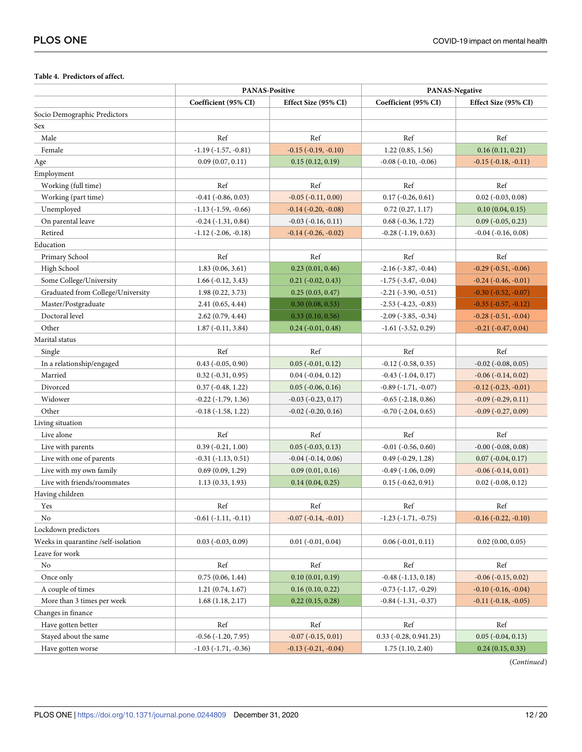**Table 4. Predictors of affect.**

| | PANAS-Positive | | PANAS-Negative | |
|---|---|---|---|---|
| | Coefficient (95% CI) | Effect Size (95% CI) | Coefficient (95% CI) | Effect Size (95% CI) |
| Socio Demographic Predictors | | | | |
| Sex | | | | |
| Male | Ref | Ref | Ref | Ref |
| Female | -1.19 (-1.57, -0.81) | -0.15 (-0.19, -0.10) | 1.22 (0.85, 1.56) | 0.16 (0.11, 0.21) |
| Age | 0.09 (0.07, 0.11) | 0.15 (0.12, 0.19) | -0.08 (-0.10, -0.06) | -0.15 (-0.18, -0.11) |
| Employment | | | | |
| Working (full time) | Ref | Ref | Ref | Ref |
| Working (part time) | -0.41 (-0.86, 0.03) | -0.05 (-0.11, 0.00) | 0.17 (-0.26, 0.61) | 0.02 (-0.03, 0.08) |
| Unemployed | -1.13 (-1.59, -0.66) | -0.14 (-0.20, -0.08) | 0.72 (0.27, 1.17) | 0.10 (0.04, 0.15) |
| On parental leave | -0.24 (-1.31, 0.84) | -0.03 (-0.16, 0.11) | 0.68 (-0.36, 1.72) | 0.09 (-0.05, 0.23) |
| Retired | -1.12 (-2.06, -0.18) | -0.14 (-0.26, -0.02) | -0.28 (-1.19, 0.63) | -0.04 (-0.16, 0.08) |
| Education | | | | |
| Primary School | Ref | Ref | Ref | Ref |
| High School | 1.83 (0.06, 3.61) | 0.23 (0.01, 0.46) | -2.16 (-3.87, -0.44) | -0.29 (-0.51, -0.06) |
| Some College/University | 1.66 (-0.12, 3.43) | 0.21 (-0.02, 0.43) | -1.75 (-3.47, -0.04) | -0.24 (-0.46, -0.01) |
| Graduated from College/University | 1.98 (0.22, 3.73) | 0.25 (0.03, 0.47) | -2.21 (-3.90, -0.51) | -0.30 (-0.52, -0.07) |
| Master/Postgraduate | 2.41 (0.65, 4.44) | 0.30 (0.08, 0.53) | -2.53 (-4.23, -0.83) | -0.35 (-0.57, -0.12) |
| Doctoral level | 2.62 (0.79, 4.44) | 0.33 (0.10, 0.56) | -2.09 (-3.85, -0.34) | -0.28 (-0.51, -0.04) |
| Other | 1.87 (-0.11, 3.84) | 0.24 (-0.01, 0.48) | -1.61 (-3.52, 0.29) | -0.21 (-0.47, 0.04) |
| Marital status | | | | |
| Single | Ref | Ref | Ref | Ref |
| In a relationship/engaged | 0.43 (-0.05, 0.90) | 0.05 (-0.01, 0.12) | -0.12 (-0.58, 0.35) | -0.02 (-0.08, 0.05) |
| Married | 0.32 (-0.31, 0.95) | 0.04 (-0.04, 0.12) | -0.43 (-1.04, 0.17) | -0.06 (-0.14, 0.02) |
| Divorced | 0.37 (-0.48, 1.22) | 0.05 (-0.06, 0.16) | -0.89 (-1.71, -0.07) | -0.12 (-0.23, -0.01) |
| Widower | -0.22 (-1.79, 1.36) | -0.03 (-0.23, 0.17) | -0.65 (-2.18, 0.86) | -0.09 (-0.29, 0.11) |
| Other | -0.18 (-1.58, 1.22) | -0.02 (-0.20, 0.16) | -0.70 (-2.04, 0.65) | -0.09 (-0.27, 0.09) |
| Living situation | | | | |
| Live alone | Ref | Ref | Ref | Ref |
| Live with parents | 0.39 (-0.21, 1.00) | 0.05 (-0.03, 0.13) | -0.01 (-0.56, 0.60) | -0.00 (-0.08, 0.08) |
| Live with one of parents | -0.31 (-1.13, 0.51) | -0.04 (-0.14, 0.06) | 0.49 (-0.29, 1.28) | 0.07 (-0.04, 0.17) |
| Live with my own family | 0.69 (0.09, 1.29) | 0.09 (0.01, 0.16) | -0.49 (-1.06, 0.09) | -0.06 (-0.14, 0.01) |
| Live with friends/roommates | 1.13 (0.33, 1.93) | 0.14 (0.04, 0.25) | 0.15 (-0.62, 0.91) | 0.02 (-0.08, 0.12) |
| Having children | | | | |
| Yes | Ref | Ref | Ref | Ref |
| No | -0.61 (-1.11, -0.11) | -0.07 (-0.14, -0.01) | -1.23 (-1.71, -0.75) | -0.16 (-0.22, -0.10) |
| Lockdown predictors | | | | |
| Weeks in quarantine /self-isolation | 0.03 (-0.03, 0.09) | 0.01 (-0.01, 0.04) | 0.06 (-0.01, 0.11) | 0.02 (0.00, 0.05) |
| Leave for work | | | | |
| No | Ref | Ref | Ref | Ref |
| Once only | 0.75 (0.06, 1.44) | 0.10 (0.01, 0.19) | -0.48 (-1.13, 0.18) | -0.06 (-0.15, 0.02) |
| A couple of times | 1.21 (0.74, 1.67) | 0.16 (0.10, 0.22) | -0.73 (-1.17, -0.29) | -0.10 (-0.16, -0.04) |
| More than 3 times per week | 1.68 (1.18, 2.17) | 0.22 (0.15, 0.28) | -0.84 (-1.31, -0.37) | -0.11 (-0.18, -0.05) |
| Changes in finance | | | | |
| Have gotten better | Ref | Ref | Ref | Ref |
| Stayed about the same | -0.56 (-1.20, 7.95) | -0.07 (-0.15, 0.01) | 0.33 (-0.28, 0.941.23) | 0.05 (-0.04, 0.13) |
| Have gotten worse | -1.03 (-1.71, -0.36) | -0.13 (-0.21, -0.04) | 1.75 (1.10, 2.40) | 0.24 (0.15, 0.33) |

(*Continued*)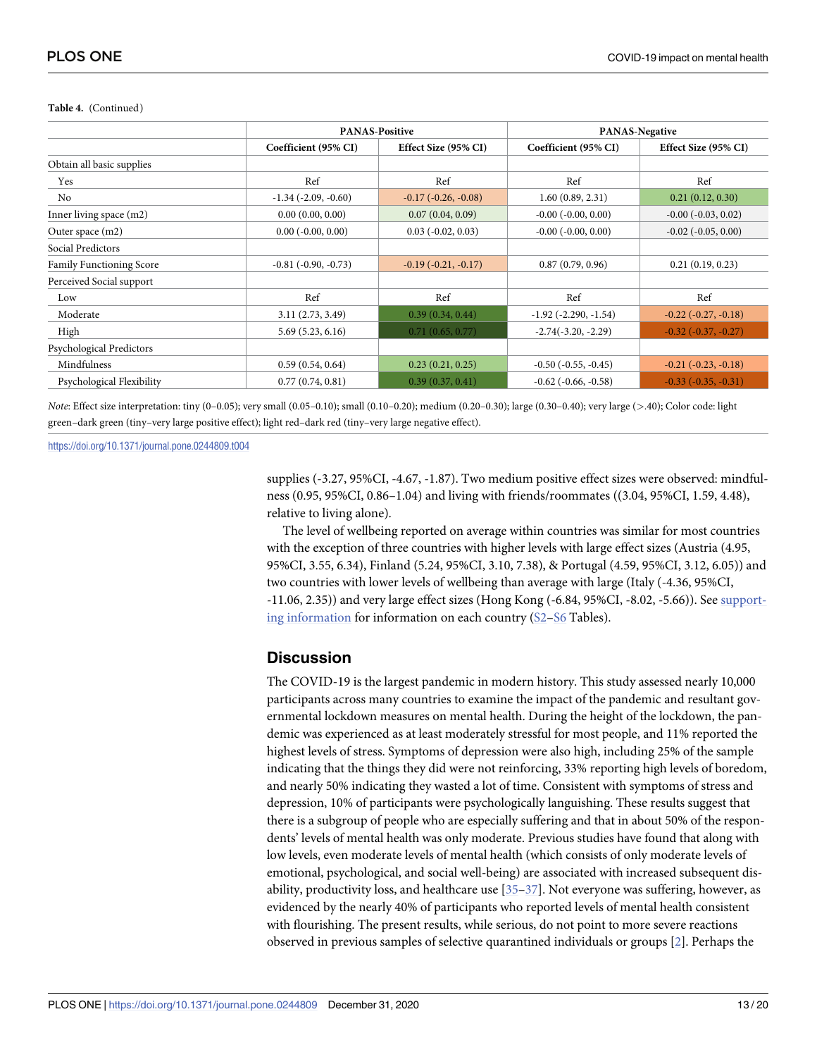**Table 4.** (Continued)

| | PANAS-Positive | | PANAS-Negative | |
|---|---|---|---|---|
| | Coefficient (95% CI) | Effect Size (95% CI) | Coefficient (95% CI) | Effect Size (95% CI) |
| Obtain all basic supplies | | | | |
| Yes | Ref | Ref | Ref | Ref |
| No | -1.34 (-2.09, -0.60) | -0.17 (-0.26, -0.08) | 1.60 (0.89, 2.31) | 0.21 (0.12, 0.30) |
| Inner living space (m2) | 0.00 (0.00, 0.00) | 0.07 (0.04, 0.09) | -0.00 (-0.00, 0.00) | -0.00 (-0.03, 0.02) |
| Outer space (m2) | 0.00 (-0.00, 0.00) | 0.03 (-0.02, 0.03) | -0.00 (-0.00, 0.00) | -0.02 (-0.05, 0.00) |
| Social Predictors | | | | |
| Family Functioning Score | -0.81 (-0.90, -0.73) | -0.19 (-0.21, -0.17) | 0.87 (0.79, 0.96) | 0.21 (0.19, 0.23) |
| Perceived Social support | | | | |
| Low | Ref | Ref | Ref | Ref |
| Moderate | 3.11 (2.73, 3.49) | 0.39 (0.34, 0.44) | -1.92 (-2.290, -1.54) | -0.22 (-0.27, -0.18) |
| High | 5.69 (5.23, 6.16) | 0.71 (0.65, 0.77) | -2.74(-3.20, -2.29) | -0.32 (-0.37, -0.27) |
| Psychological Predictors | | | | |
| Mindfulness | 0.59 (0.54, 0.64) | 0.23 (0.21, 0.25) | -0.50 (-0.55, -0.45) | -0.21 (-0.23, -0.18) |
| Psychological Flexibility | 0.77 (0.74, 0.81) | 0.39 (0.37, 0.41) | -0.62 (-0.66, -0.58) | -0.33 (-0.35, -0.31) |

*Note*: Effect size interpretation: tiny (0–0.05); very small (0.05–0.10); small (0.10–0.20); medium (0.20–0.30); large (0.30–0.40); very large (>.40); Color code: light green–dark green (tiny–very large positive effect); light red–dark red (tiny–very large negative effect).

https://doi.org/10.1371/journal.pone.0244809.t004

supplies (-3.27, 95%CI, -4.67, -1.87). Two medium positive effect sizes were observed: mindfulness (0.95, 95%CI, 0.86–1.04) and living with friends/roommates ((3.04, 95%CI, 1.59, 4.48), relative to living alone).

The level of wellbeing reported on average within countries was similar for most countries with the exception of three countries with higher levels with large effect sizes (Austria (4.95, 95%CI, 3.55, 6.34), Finland (5.24, 95%CI, 3.10, 7.38), & Portugal (4.59, 95%CI, 3.12, 6.05)) and two countries with lower levels of wellbeing than average with large (Italy (-4.36, 95%CI, -11.06, 2.35)) and very large effect sizes (Hong Kong (-6.84, 95%CI, -8.02, -5.66)). See supporting information for information on each country (S2–S6 Tables).

## Discussion

The COVID-19 is the largest pandemic in modern history. This study assessed nearly 10,000 participants across many countries to examine the impact of the pandemic and resultant governmental lockdown measures on mental health. During the height of the lockdown, the pandemic was experienced as at least moderately stressful for most people, and 11% reported the highest levels of stress. Symptoms of depression were also high, including 25% of the sample indicating that the things they did were not reinforcing, 33% reporting high levels of boredom, and nearly 50% indicating they wasted a lot of time. Consistent with symptoms of stress and depression, 10% of participants were psychologically languishing. These results suggest that there is a subgroup of people who are especially suffering and that in about 50% of the respondents' levels of mental health was only moderate. Previous studies have found that along with low levels, even moderate levels of mental health (which consists of only moderate levels of emotional, psychological, and social well-being) are associated with increased subsequent disability, productivity loss, and healthcare use [35–37]. Not everyone was suffering, however, as evidenced by the nearly 40% of participants who reported levels of mental health consistent with flourishing. The present results, while serious, do not point to more severe reactions observed in previous samples of selective quarantined individuals or groups [2]. Perhaps the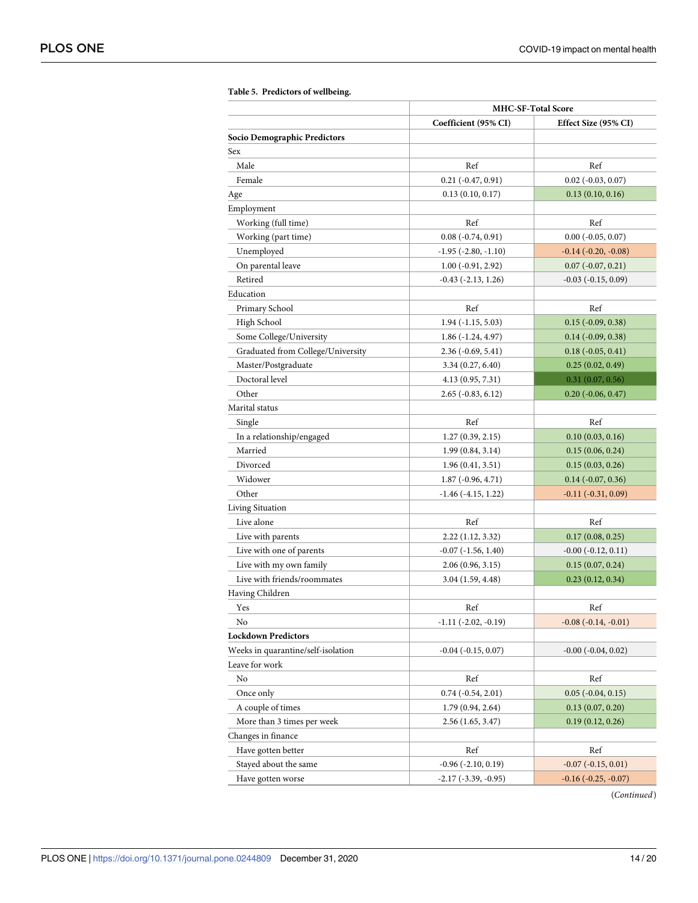**Table 5. Predictors of wellbeing.**

| | MHC-SF-Total Score | |
|---|---|---|
| | **Coefficient (95% CI)** | **Effect Size (95% CI)** |
| **Socio Demographic Predictors** | | |
| Sex | | |
| Male | Ref | Ref |
| Female | 0.21 (-0.47, 0.91) | 0.02 (-0.03, 0.07) |
| Age | 0.13 (0.10, 0.17) | 0.13 (0.10, 0.16) |
| Employment | | |
| Working (full time) | Ref | Ref |
| Working (part time) | 0.08 (-0.74, 0.91) | 0.00 (-0.05, 0.07) |
| Unemployed | -1.95 (-2.80, -1.10) | -0.14 (-0.20, -0.08) |
| On parental leave | 1.00 (-0.91, 2.92) | 0.07 (-0.07, 0.21) |
| Retired | -0.43 (-2.13, 1.26) | -0.03 (-0.15, 0.09) |
| Education | | |
| Primary School | Ref | Ref |
| High School | 1.94 (-1.15, 5.03) | 0.15 (-0.09, 0.38) |
| Some College/University | 1.86 (-1.24, 4.97) | 0.14 (-0.09, 0.38) |
| Graduated from College/University | 2.36 (-0.69, 5.41) | 0.18 (-0.05, 0.41) |
| Master/Postgraduate | 3.34 (0.27, 6.40) | 0.25 (0.02, 0.49) |
| Doctoral level | 4.13 (0.95, 7.31) | 0.31 (0.07, 0.56) |
| Other | 2.65 (-0.83, 6.12) | 0.20 (-0.06, 0.47) |
| Marital status | | |
| Single | Ref | Ref |
| In a relationship/engaged | 1.27 (0.39, 2.15) | 0.10 (0.03, 0.16) |
| Married | 1.99 (0.84, 3.14) | 0.15 (0.06, 0.24) |
| Divorced | 1.96 (0.41, 3.51) | 0.15 (0.03, 0.26) |
| Widower | 1.87 (-0.96, 4.71) | 0.14 (-0.07, 0.36) |
| Other | -1.46 (-4.15, 1.22) | -0.11 (-0.31, 0.09) |
| Living Situation | | |
| Live alone | Ref | Ref |
| Live with parents | 2.22 (1.12, 3.32) | 0.17 (0.08, 0.25) |
| Live with one of parents | -0.07 (-1.56, 1.40) | -0.00 (-0.12, 0.11) |
| Live with my own family | 2.06 (0.96, 3.15) | 0.15 (0.07, 0.24) |
| Live with friends/roommates | 3.04 (1.59, 4.48) | 0.23 (0.12, 0.34) |
| Having Children | | |
| Yes | Ref | Ref |
| No | -1.11 (-2.02, -0.19) | -0.08 (-0.14, -0.01) |
| **Lockdown Predictors** | | |
| Weeks in quarantine/self-isolation | -0.04 (-0.15, 0.07) | -0.00 (-0.04, 0.02) |
| Leave for work | | |
| No | Ref | Ref |
| Once only | 0.74 (-0.54, 2.01) | 0.05 (-0.04, 0.15) |
| A couple of times | 1.79 (0.94, 2.64) | 0.13 (0.07, 0.20) |
| More than 3 times per week | 2.56 (1.65, 3.47) | 0.19 (0.12, 0.26) |
| Changes in finance | | |
| Have gotten better | Ref | Ref |
| Stayed about the same | -0.96 (-2.10, 0.19) | -0.07 (-0.15, 0.01) |
| Have gotten worse | -2.17 (-3.39, -0.95) | -0.16 (-0.25, -0.07) |

(*Continued*)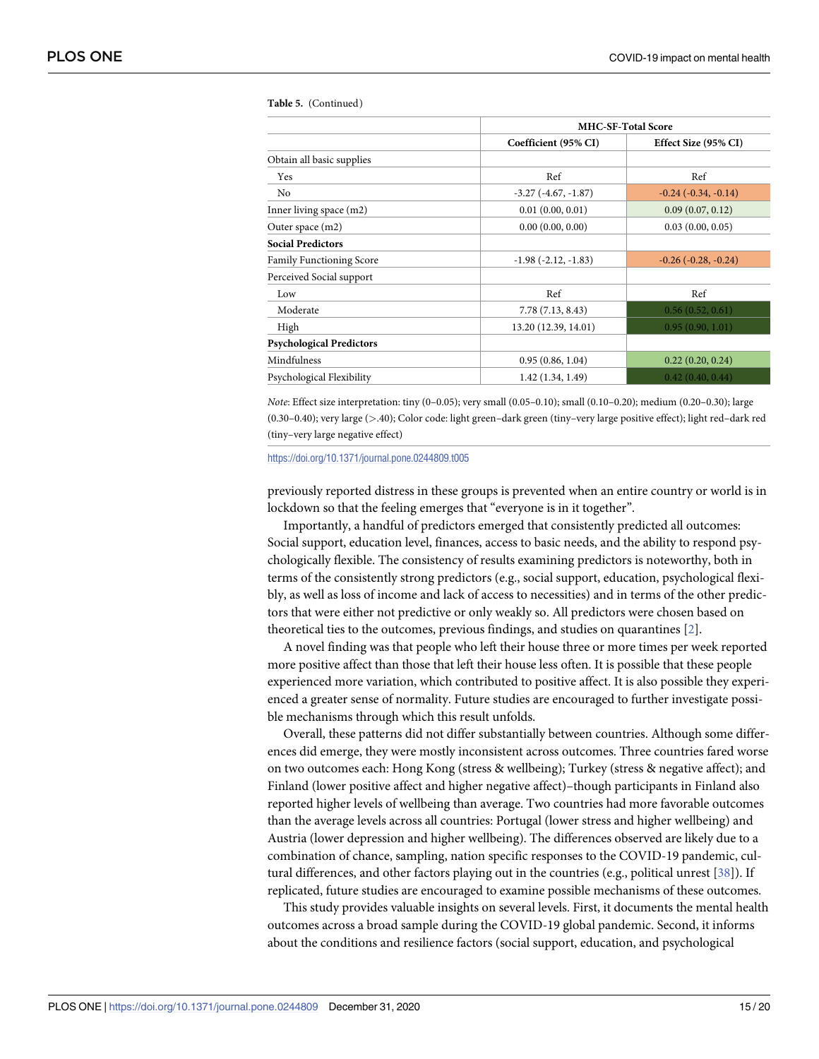**Table 5.** (Continued)

| | MHC-SF-Total Score | |
|---|---|---|
| | Coefficient (95% CI) | Effect Size (95% CI) |
| Obtain all basic supplies | | |
| Yes | Ref | Ref |
| No | -3.27 (-4.67, -1.87) | -0.24 (-0.34, -0.14) |
| Inner living space (m2) | 0.01 (0.00, 0.01) | 0.09 (0.07, 0.12) |
| Outer space (m2) | 0.00 (0.00, 0.00) | 0.03 (0.00, 0.05) |
| **Social Predictors** | | |
| Family Functioning Score | -1.98 (-2.12, -1.83) | -0.26 (-0.28, -0.24) |
| Perceived Social support | | |
| Low | Ref | Ref |
| Moderate | 7.78 (7.13, 8.43) | 0.56 (0.52, 0.61) |
| High | 13.20 (12.39, 14.01) | 0.95 (0.90, 1.01) |
| **Psychological Predictors** | | |
| Mindfulness | 0.95 (0.86, 1.04) | 0.22 (0.20, 0.24) |
| Psychological Flexibility | 1.42 (1.34, 1.49) | 0.42 (0.40, 0.44) |

*Note*: Effect size interpretation: tiny (0–0.05); very small (0.05–0.10); small (0.10–0.20); medium (0.20–0.30); large (0.30–0.40); very large (>.40); Color code: light green–dark green (tiny–very large positive effect); light red–dark red (tiny–very large negative effect)

https://doi.org/10.1371/journal.pone.0244809.t005

previously reported distress in these groups is prevented when an entire country or world is in lockdown so that the feeling emerges that "everyone is in it together".

Importantly, a handful of predictors emerged that consistently predicted all outcomes: Social support, education level, finances, access to basic needs, and the ability to respond psychologically flexible. The consistency of results examining predictors is noteworthy, both in terms of the consistently strong predictors (e.g., social support, education, psychological flexibly, as well as loss of income and lack of access to necessities) and in terms of the other predictors that were either not predictive or only weakly so. All predictors were chosen based on theoretical ties to the outcomes, previous findings, and studies on quarantines [2].

A novel finding was that people who left their house three or more times per week reported more positive affect than those that left their house less often. It is possible that these people experienced more variation, which contributed to positive affect. It is also possible they experienced a greater sense of normality. Future studies are encouraged to further investigate possible mechanisms through which this result unfolds.

Overall, these patterns did not differ substantially between countries. Although some differences did emerge, they were mostly inconsistent across outcomes. Three countries fared worse on two outcomes each: Hong Kong (stress & wellbeing); Turkey (stress & negative affect); and Finland (lower positive affect and higher negative affect)–though participants in Finland also reported higher levels of wellbeing than average. Two countries had more favorable outcomes than the average levels across all countries: Portugal (lower stress and higher wellbeing) and Austria (lower depression and higher wellbeing). The differences observed are likely due to a combination of chance, sampling, nation specific responses to the COVID-19 pandemic, cultural differences, and other factors playing out in the countries (e.g., political unrest [38]). If replicated, future studies are encouraged to examine possible mechanisms of these outcomes.

This study provides valuable insights on several levels. First, it documents the mental health outcomes across a broad sample during the COVID-19 global pandemic. Second, it informs about the conditions and resilience factors (social support, education, and psychological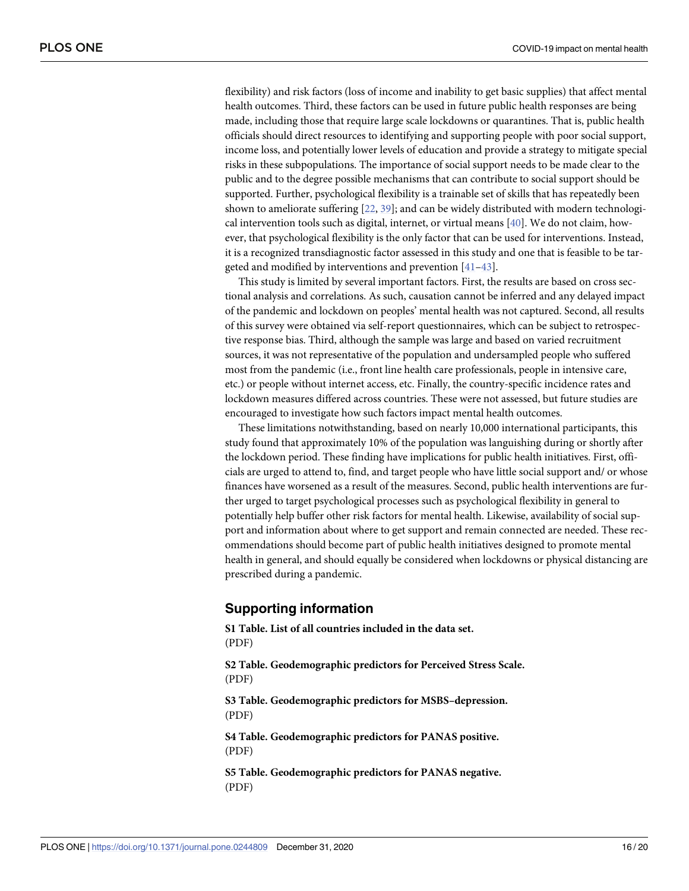flexibility) and risk factors (loss of income and inability to get basic supplies) that affect mental health outcomes. Third, these factors can be used in future public health responses are being made, including those that require large scale lockdowns or quarantines. That is, public health officials should direct resources to identifying and supporting people with poor social support, income loss, and potentially lower levels of education and provide a strategy to mitigate special risks in these subpopulations. The importance of social support needs to be made clear to the public and to the degree possible mechanisms that can contribute to social support should be supported. Further, psychological flexibility is a trainable set of skills that has repeatedly been shown to ameliorate suffering [22, 39]; and can be widely distributed with modern technological intervention tools such as digital, internet, or virtual means [40]. We do not claim, however, that psychological flexibility is the only factor that can be used for interventions. Instead, it is a recognized transdiagnostic factor assessed in this study and one that is feasible to be targeted and modified by interventions and prevention [41–43].

This study is limited by several important factors. First, the results are based on cross sectional analysis and correlations. As such, causation cannot be inferred and any delayed impact of the pandemic and lockdown on peoples' mental health was not captured. Second, all results of this survey were obtained via self-report questionnaires, which can be subject to retrospective response bias. Third, although the sample was large and based on varied recruitment sources, it was not representative of the population and undersampled people who suffered most from the pandemic (i.e., front line health care professionals, people in intensive care, etc.) or people without internet access, etc. Finally, the country-specific incidence rates and lockdown measures differed across countries. These were not assessed, but future studies are encouraged to investigate how such factors impact mental health outcomes.

These limitations notwithstanding, based on nearly 10,000 international participants, this study found that approximately 10% of the population was languishing during or shortly after the lockdown period. These finding have implications for public health initiatives. First, officials are urged to attend to, find, and target people who have little social support and/ or whose finances have worsened as a result of the measures. Second, public health interventions are further urged to target psychological processes such as psychological flexibility in general to potentially help buffer other risk factors for mental health. Likewise, availability of social support and information about where to get support and remain connected are needed. These recommendations should become part of public health initiatives designed to promote mental health in general, and should equally be considered when lockdowns or physical distancing are prescribed during a pandemic.

## Supporting information

**S1 Table. List of all countries included in the data set.**
(PDF)

**S2 Table. Geodemographic predictors for Perceived Stress Scale.**
(PDF)

**S3 Table. Geodemographic predictors for MSBS–depression.**
(PDF)

**S4 Table. Geodemographic predictors for PANAS positive.**
(PDF)

**S5 Table. Geodemographic predictors for PANAS negative.**
(PDF)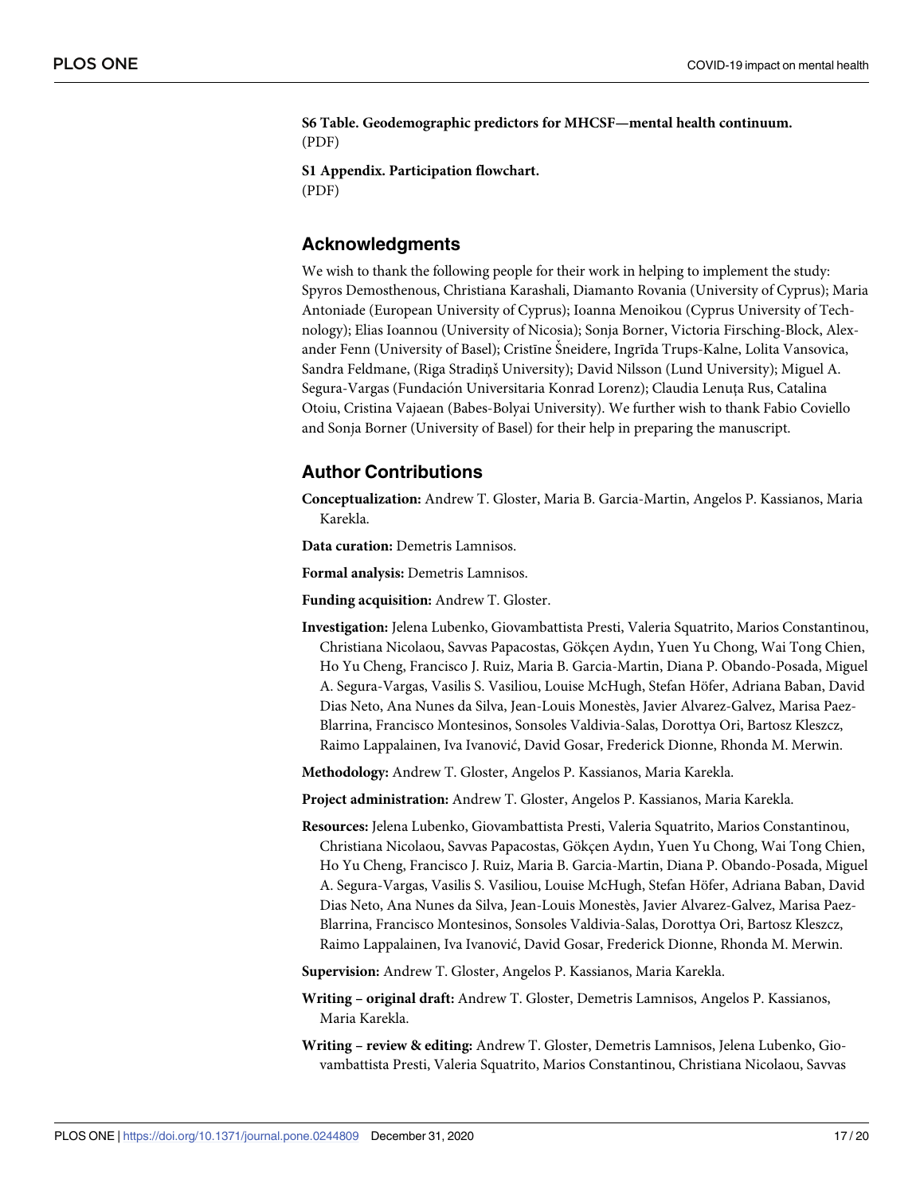**S6 Table. Geodemographic predictors for MHCSF—mental health continuum.**
(PDF)

**S1 Appendix. Participation flowchart.**
(PDF)

## Acknowledgments

We wish to thank the following people for their work in helping to implement the study: Spyros Demosthenous, Christiana Karashali, Diamanto Rovania (University of Cyprus); Maria Antoniade (European University of Cyprus); Ioanna Menoikou (Cyprus University of Technology); Elias Ioannou (University of Nicosia); Sonja Borner, Victoria Firsching-Block, Alexander Fenn (University of Basel); Cristīne Šneidere, Ingrīda Trups-Kalne, Lolita Vansovica, Sandra Feldmane, (Riga Stradiņš University); David Nilsson (Lund University); Miguel A. Segura-Vargas (Fundación Universitaria Konrad Lorenz); Claudia Lenuța Rus, Catalina Otoiu, Cristina Vajaean (Babes-Bolyai University). We further wish to thank Fabio Coviello and Sonja Borner (University of Basel) for their help in preparing the manuscript.

## Author Contributions

**Conceptualization:** Andrew T. Gloster, Maria B. Garcia-Martin, Angelos P. Kassianos, Maria Karekla.

**Data curation:** Demetris Lamnisos.

**Formal analysis:** Demetris Lamnisos.

**Funding acquisition:** Andrew T. Gloster.

**Investigation:** Jelena Lubenko, Giovambattista Presti, Valeria Squatrito, Marios Constantinou, Christiana Nicolaou, Savvas Papacostas, Gökçen Aydın, Yuen Yu Chong, Wai Tong Chien, Ho Yu Cheng, Francisco J. Ruiz, Maria B. Garcia-Martin, Diana P. Obando-Posada, Miguel A. Segura-Vargas, Vasilis S. Vasiliou, Louise McHugh, Stefan Höfer, Adriana Baban, David Dias Neto, Ana Nunes da Silva, Jean-Louis Monestès, Javier Alvarez-Galvez, Marisa Paez-Blarrina, Francisco Montesinos, Sonsoles Valdivia-Salas, Dorottya Ori, Bartosz Kleszcz, Raimo Lappalainen, Iva Ivanović, David Gosar, Frederick Dionne, Rhonda M. Merwin.

**Methodology:** Andrew T. Gloster, Angelos P. Kassianos, Maria Karekla.

**Project administration:** Andrew T. Gloster, Angelos P. Kassianos, Maria Karekla.

**Resources:** Jelena Lubenko, Giovambattista Presti, Valeria Squatrito, Marios Constantinou, Christiana Nicolaou, Savvas Papacostas, Gökçen Aydın, Yuen Yu Chong, Wai Tong Chien, Ho Yu Cheng, Francisco J. Ruiz, Maria B. Garcia-Martin, Diana P. Obando-Posada, Miguel A. Segura-Vargas, Vasilis S. Vasiliou, Louise McHugh, Stefan Höfer, Adriana Baban, David Dias Neto, Ana Nunes da Silva, Jean-Louis Monestès, Javier Alvarez-Galvez, Marisa Paez-Blarrina, Francisco Montesinos, Sonsoles Valdivia-Salas, Dorottya Ori, Bartosz Kleszcz, Raimo Lappalainen, Iva Ivanović, David Gosar, Frederick Dionne, Rhonda M. Merwin.

**Supervision:** Andrew T. Gloster, Angelos P. Kassianos, Maria Karekla.

**Writing – original draft:** Andrew T. Gloster, Demetris Lamnisos, Angelos P. Kassianos, Maria Karekla.

**Writing – review & editing:** Andrew T. Gloster, Demetris Lamnisos, Jelena Lubenko, Giovambattista Presti, Valeria Squatrito, Marios Constantinou, Christiana Nicolaou, Savvas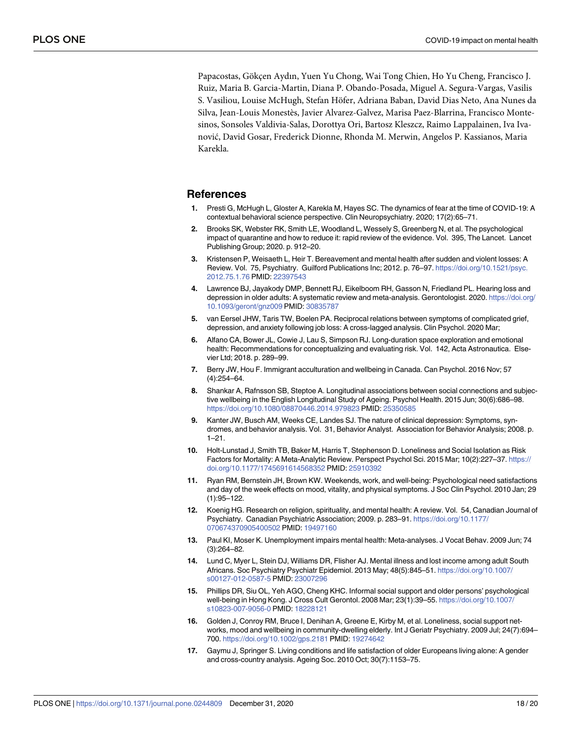Papacostas, Gökçen Aydın, Yuen Yu Chong, Wai Tong Chien, Ho Yu Cheng, Francisco J. Ruiz, Maria B. Garcia-Martin, Diana P. Obando-Posada, Miguel A. Segura-Vargas, Vasilis S. Vasiliou, Louise McHugh, Stefan Höfer, Adriana Baban, David Dias Neto, Ana Nunes da Silva, Jean-Louis Monestès, Javier Alvarez-Galvez, Marisa Paez-Blarrina, Francisco Montesinos, Sonsoles Valdivia-Salas, Dorottya Ori, Bartosz Kleszcz, Raimo Lappalainen, Iva Ivanović, David Gosar, Frederick Dionne, Rhonda M. Merwin, Angelos P. Kassianos, Maria Karekla.

## References

1. Presti G, McHugh L, Gloster A, Karekla M, Hayes SC. The dynamics of fear at the time of COVID-19: A contextual behavioral science perspective. Clin Neuropsychiatry. 2020; 17(2):65–71.
2. Brooks SK, Webster RK, Smith LE, Woodland L, Wessely S, Greenberg N, et al. The psychological impact of quarantine and how to reduce it: rapid review of the evidence. Vol. 395, The Lancet. Lancet Publishing Group; 2020. p. 912–20.
3. Kristensen P, Weisaeth L, Heir T. Bereavement and mental health after sudden and violent losses: A Review. Vol. 75, Psychiatry. Guilford Publications Inc; 2012. p. 76–97. https://doi.org/10.1521/psyc.2012.75.1.76 PMID: 22397543
4. Lawrence BJ, Jayakody DMP, Bennett RJ, Eikelboom RH, Gasson N, Friedland PL. Hearing loss and depression in older adults: A systematic review and meta-analysis. Gerontologist. 2020. https://doi.org/10.1093/geront/gnz009 PMID: 30835787
5. van Eersel JHW, Taris TW, Boelen PA. Reciprocal relations between symptoms of complicated grief, depression, and anxiety following job loss: A cross-lagged analysis. Clin Psychol. 2020 Mar;
6. Alfano CA, Bower JL, Cowie J, Lau S, Simpson RJ. Long-duration space exploration and emotional health: Recommendations for conceptualizing and evaluating risk. Vol. 142, Acta Astronautica. Elsevier Ltd; 2018. p. 289–99.
7. Berry JW, Hou F. Immigrant acculturation and wellbeing in Canada. Can Psychol. 2016 Nov; 57 (4):254–64.
8. Shankar A, Rafnsson SB, Steptoe A. Longitudinal associations between social connections and subjective wellbeing in the English Longitudinal Study of Ageing. Psychol Health. 2015 Jun; 30(6):686–98. https://doi.org/10.1080/08870446.2014.979823 PMID: 25350585
9. Kanter JW, Busch AM, Weeks CE, Landes SJ. The nature of clinical depression: Symptoms, syndromes, and behavior analysis. Vol. 31, Behavior Analyst. Association for Behavior Analysis; 2008. p. 1–21.
10. Holt-Lunstad J, Smith TB, Baker M, Harris T, Stephenson D. Loneliness and Social Isolation as Risk Factors for Mortality: A Meta-Analytic Review. Perspect Psychol Sci. 2015 Mar; 10(2):227–37. https://doi.org/10.1177/1745691614568352 PMID: 25910392
11. Ryan RM, Bernstein JH, Brown KW. Weekends, work, and well-being: Psychological need satisfactions and day of the week effects on mood, vitality, and physical symptoms. J Soc Clin Psychol. 2010 Jan; 29 (1):95–122.
12. Koenig HG. Research on religion, spirituality, and mental health: A review. Vol. 54, Canadian Journal of Psychiatry. Canadian Psychiatric Association; 2009. p. 283–91. https://doi.org/10.1177/070674370905400502 PMID: 19497160
13. Paul KI, Moser K. Unemployment impairs mental health: Meta-analyses. J Vocat Behav. 2009 Jun; 74 (3):264–82.
14. Lund C, Myer L, Stein DJ, Williams DR, Flisher AJ. Mental illness and lost income among adult South Africans. Soc Psychiatry Psychiatr Epidemiol. 2013 May; 48(5):845–51. https://doi.org/10.1007/s00127-012-0587-5 PMID: 23007296
15. Phillips DR, Siu OL, Yeh AGO, Cheng KHC. Informal social support and older persons' psychological well-being in Hong Kong. J Cross Cult Gerontol. 2008 Mar; 23(1):39–55. https://doi.org/10.1007/s10823-007-9056-0 PMID: 18228121
16. Golden J, Conroy RM, Bruce I, Denihan A, Greene E, Kirby M, et al. Loneliness, social support networks, mood and wellbeing in community-dwelling elderly. Int J Geriatr Psychiatry. 2009 Jul; 24(7):694–700. https://doi.org/10.1002/gps.2181 PMID: 19274642
17. Gaymu J, Springer S. Living conditions and life satisfaction of older Europeans living alone: A gender and cross-country analysis. Ageing Soc. 2010 Oct; 30(7):1153–75.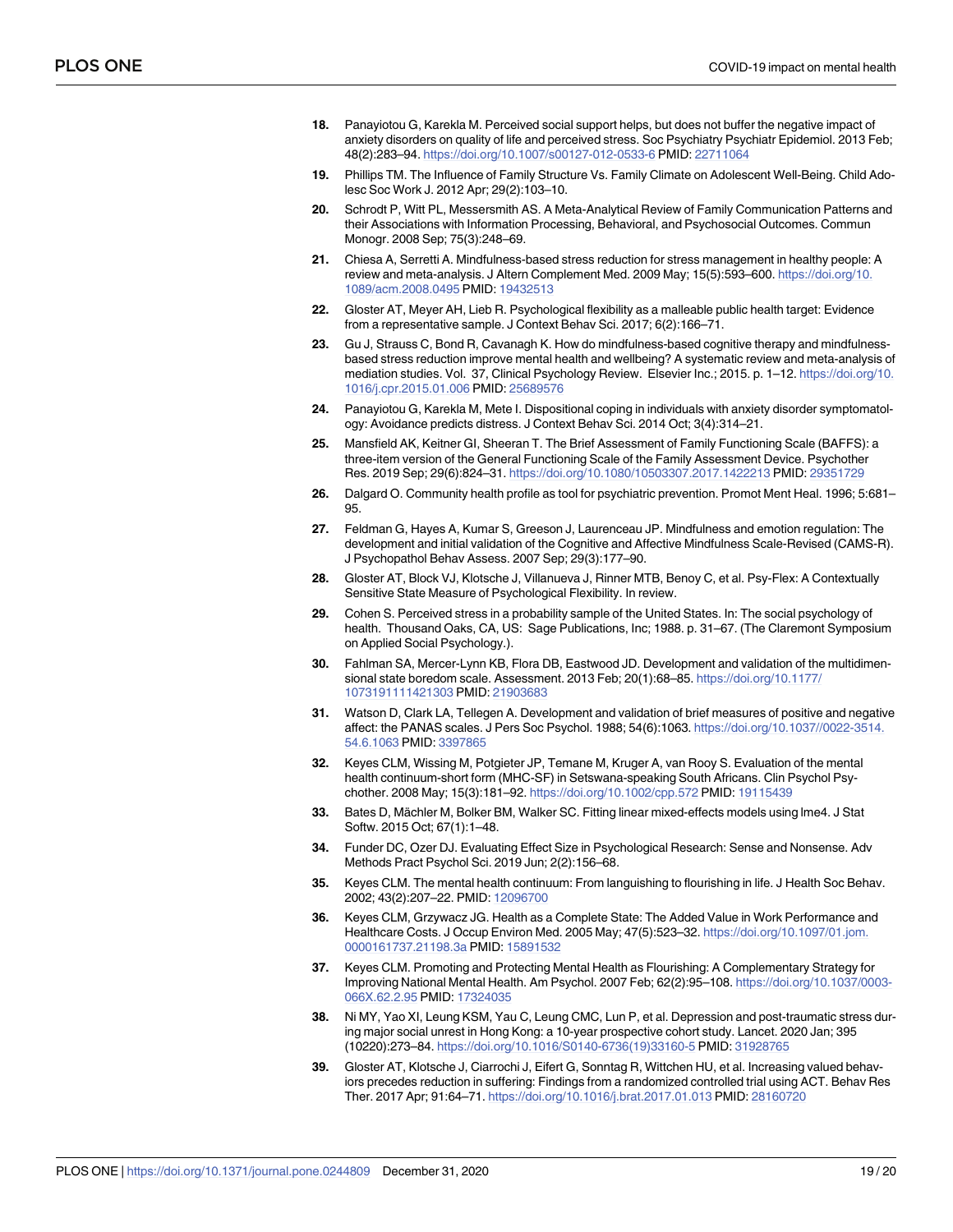18. Panayiotou G, Karekla M. Perceived social support helps, but does not buffer the negative impact of anxiety disorders on quality of life and perceived stress. Soc Psychiatry Psychiatr Epidemiol. 2013 Feb; 48(2):283–94. https://doi.org/10.1007/s00127-012-0533-6 PMID: 22711064

19. Phillips TM. The Influence of Family Structure Vs. Family Climate on Adolescent Well-Being. Child Adolesc Soc Work J. 2012 Apr; 29(2):103–10.

20. Schrodt P, Witt PL, Messersmith AS. A Meta-Analytical Review of Family Communication Patterns and their Associations with Information Processing, Behavioral, and Psychosocial Outcomes. Commun Monogr. 2008 Sep; 75(3):248–69.

21. Chiesa A, Serretti A. Mindfulness-based stress reduction for stress management in healthy people: A review and meta-analysis. J Altern Complement Med. 2009 May; 15(5):593–600. https://doi.org/10.1089/acm.2008.0495 PMID: 19432513

22. Gloster AT, Meyer AH, Lieb R. Psychological flexibility as a malleable public health target: Evidence from a representative sample. J Context Behav Sci. 2017; 6(2):166–71.

23. Gu J, Strauss C, Bond R, Cavanagh K. How do mindfulness-based cognitive therapy and mindfulness-based stress reduction improve mental health and wellbeing? A systematic review and meta-analysis of mediation studies. Vol. 37, Clinical Psychology Review. Elsevier Inc.; 2015. p. 1–12. https://doi.org/10.1016/j.cpr.2015.01.006 PMID: 25689576

24. Panayiotou G, Karekla M, Mete I. Dispositional coping in individuals with anxiety disorder symptomatology: Avoidance predicts distress. J Context Behav Sci. 2014 Oct; 3(4):314–21.

25. Mansfield AK, Keitner GI, Sheeran T. The Brief Assessment of Family Functioning Scale (BAFFS): a three-item version of the General Functioning Scale of the Family Assessment Device. Psychother Res. 2019 Sep; 29(6):824–31. https://doi.org/10.1080/10503307.2017.1422213 PMID: 29351729

26. Dalgard O. Community health profile as tool for psychiatric prevention. Promot Ment Heal. 1996; 5:681–95.

27. Feldman G, Hayes A, Kumar S, Greeson J, Laurenceau JP. Mindfulness and emotion regulation: The development and initial validation of the Cognitive and Affective Mindfulness Scale-Revised (CAMS-R). J Psychopathol Behav Assess. 2007 Sep; 29(3):177–90.

28. Gloster AT, Block VJ, Klotsche J, Villanueva J, Rinner MTB, Benoy C, et al. Psy-Flex: A Contextually Sensitive State Measure of Psychological Flexibility. In review.

29. Cohen S. Perceived stress in a probability sample of the United States. In: The social psychology of health. Thousand Oaks, CA, US: Sage Publications, Inc; 1988. p. 31–67. (The Claremont Symposium on Applied Social Psychology.).

30. Fahlman SA, Mercer-Lynn KB, Flora DB, Eastwood JD. Development and validation of the multidimensional state boredom scale. Assessment. 2013 Feb; 20(1):68–85. https://doi.org/10.1177/1073191111421303 PMID: 21903683

31. Watson D, Clark LA, Tellegen A. Development and validation of brief measures of positive and negative affect: the PANAS scales. J Pers Soc Psychol. 1988; 54(6):1063. https://doi.org/10.1037//0022-3514.54.6.1063 PMID: 3397865

32. Keyes CLM, Wissing M, Potgieter JP, Temane M, Kruger A, van Rooy S. Evaluation of the mental health continuum-short form (MHC-SF) in Setswana-speaking South Africans. Clin Psychol Psychother. 2008 May; 15(3):181–92. https://doi.org/10.1002/cpp.572 PMID: 19115439

33. Bates D, Mächler M, Bolker BM, Walker SC. Fitting linear mixed-effects models using lme4. J Stat Softw. 2015 Oct; 67(1):1–48.

34. Funder DC, Ozer DJ. Evaluating Effect Size in Psychological Research: Sense and Nonsense. Adv Methods Pract Psychol Sci. 2019 Jun; 2(2):156–68.

35. Keyes CLM. The mental health continuum: From languishing to flourishing in life. J Health Soc Behav. 2002; 43(2):207–22. PMID: 12096700

36. Keyes CLM, Grzywacz JG. Health as a Complete State: The Added Value in Work Performance and Healthcare Costs. J Occup Environ Med. 2005 May; 47(5):523–32. https://doi.org/10.1097/01.jom.0000161737.21198.3a PMID: 15891532

37. Keyes CLM. Promoting and Protecting Mental Health as Flourishing: A Complementary Strategy for Improving National Mental Health. Am Psychol. 2007 Feb; 62(2):95–108. https://doi.org/10.1037/0003-066X.62.2.95 PMID: 17324035

38. Ni MY, Yao XI, Leung KSM, Yau C, Leung CMC, Lun P, et al. Depression and post-traumatic stress during major social unrest in Hong Kong: a 10-year prospective cohort study. Lancet. 2020 Jan; 395(10220):273–84. https://doi.org/10.1016/S0140-6736(19)33160-5 PMID: 31928765

39. Gloster AT, Klotsche J, Ciarrochi J, Eifert G, Sonntag R, Wittchen HU, et al. Increasing valued behaviors precedes reduction in suffering: Findings from a randomized controlled trial using ACT. Behav Res Ther. 2017 Apr; 91:64–71. https://doi.org/10.1016/j.brat.2017.01.013 PMID: 28160720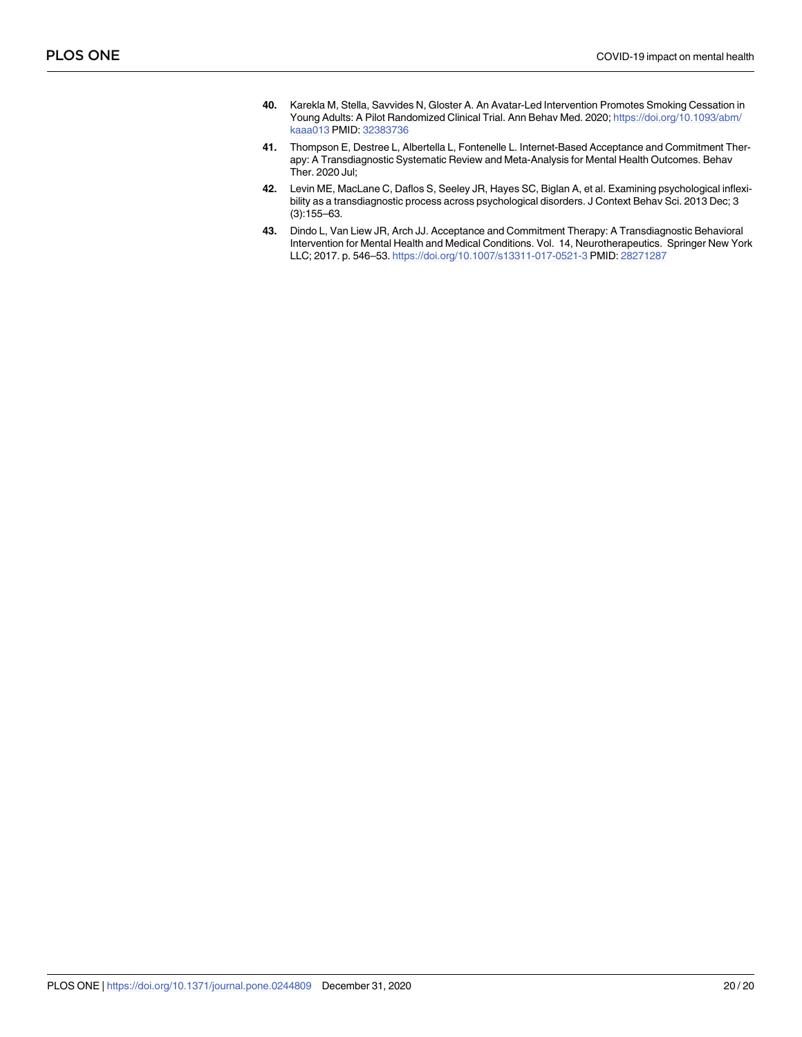40. Karekla M, Stella, Savvides N, Gloster A. An Avatar-Led Intervention Promotes Smoking Cessation in Young Adults: A Pilot Randomized Clinical Trial. Ann Behav Med. 2020; https://doi.org/10.1093/abm/kaaa013 PMID: 32383736

41. Thompson E, Destree L, Albertella L, Fontenelle L. Internet-Based Acceptance and Commitment Therapy: A Transdiagnostic Systematic Review and Meta-Analysis for Mental Health Outcomes. Behav Ther. 2020 Jul;

42. Levin ME, MacLane C, Daflos S, Seeley JR, Hayes SC, Biglan A, et al. Examining psychological inflexibility as a transdiagnostic process across psychological disorders. J Context Behav Sci. 2013 Dec; 3 (3):155–63.

43. Dindo L, Van Liew JR, Arch JJ. Acceptance and Commitment Therapy: A Transdiagnostic Behavioral Intervention for Mental Health and Medical Conditions. Vol. 14, Neurotherapeutics. Springer New York LLC; 2017. p. 546–53. https://doi.org/10.1007/s13311-017-0521-3 PMID: 28271287